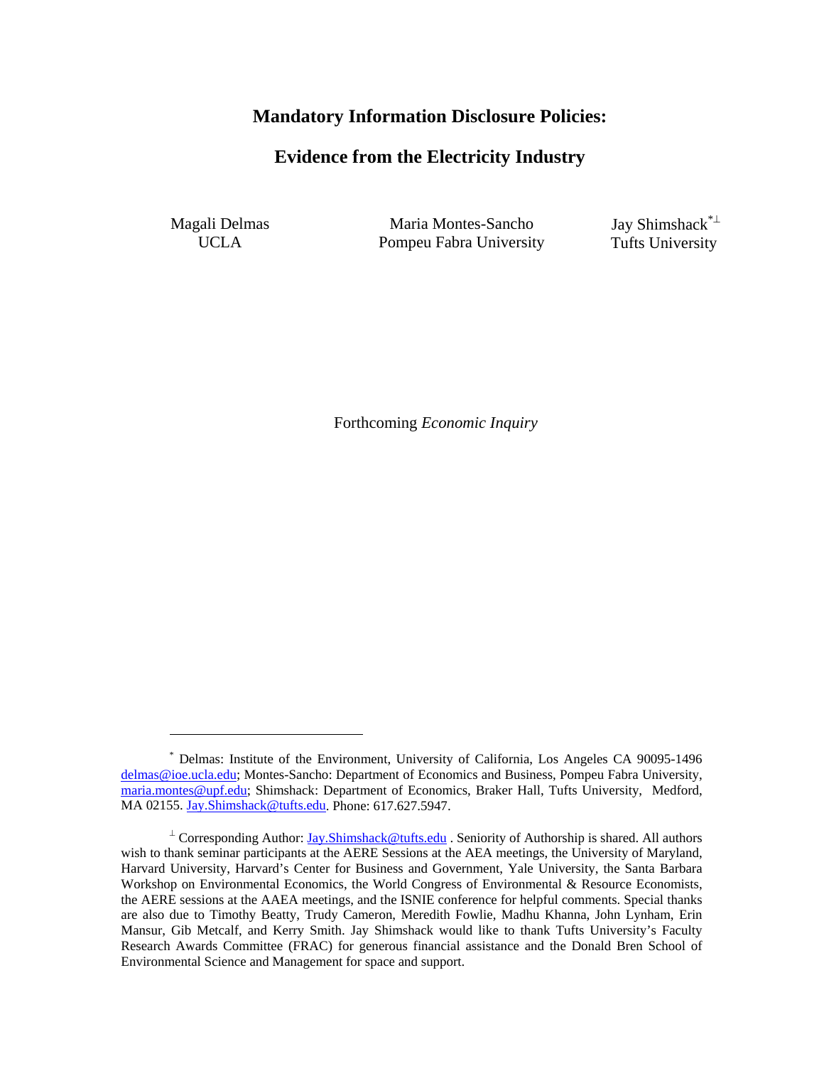# Mandatory Information Disclosure Policies:

# Evidence from the Electricity Industry

Magali Delmas
UCLA

Maria Montes-Sancho
Pompeu Fabra University

Jay Shimshack[*⊥]
Tufts University

Forthcoming *Economic Inquiry*

---

[*] Delmas: Institute of the Environment, University of California, Los Angeles CA 90095-1496 delmas@ioe.ucla.edu; Montes-Sancho: Department of Economics and Business, Pompeu Fabra University, maria.montes@upf.edu; Shimshack: Department of Economics, Braker Hall, Tufts University, Medford, MA 02155. Jay.Shimshack@tufts.edu. Phone: 617.627.5947.

[⊥] Corresponding Author: Jay.Shimshack@tufts.edu . Seniority of Authorship is shared. All authors wish to thank seminar participants at the AERE Sessions at the AEA meetings, the University of Maryland, Harvard University, Harvard's Center for Business and Government, Yale University, the Santa Barbara Workshop on Environmental Economics, the World Congress of Environmental & Resource Economists, the AERE sessions at the AAEA meetings, and the ISNIE conference for helpful comments. Special thanks are also due to Timothy Beatty, Trudy Cameron, Meredith Fowlie, Madhu Khanna, John Lynham, Erin Mansur, Gib Metcalf, and Kerry Smith. Jay Shimshack would like to thank Tufts University's Faculty Research Awards Committee (FRAC) for generous financial assistance and the Donald Bren School of Environmental Science and Management for space and support.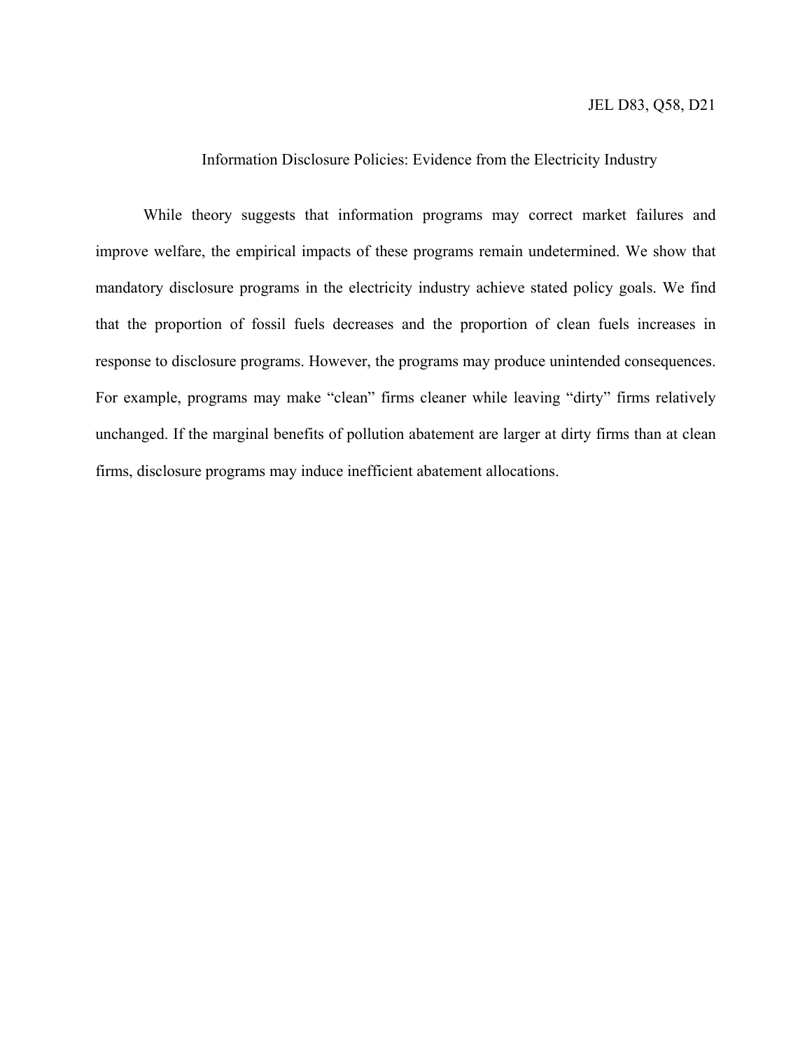JEL D83, Q58, D21

# Information Disclosure Policies: Evidence from the Electricity Industry

While theory suggests that information programs may correct market failures and improve welfare, the empirical impacts of these programs remain undetermined. We show that mandatory disclosure programs in the electricity industry achieve stated policy goals. We find that the proportion of fossil fuels decreases and the proportion of clean fuels increases in response to disclosure programs. However, the programs may produce unintended consequences. For example, programs may make "clean" firms cleaner while leaving "dirty" firms relatively unchanged. If the marginal benefits of pollution abatement are larger at dirty firms than at clean firms, disclosure programs may induce inefficient abatement allocations.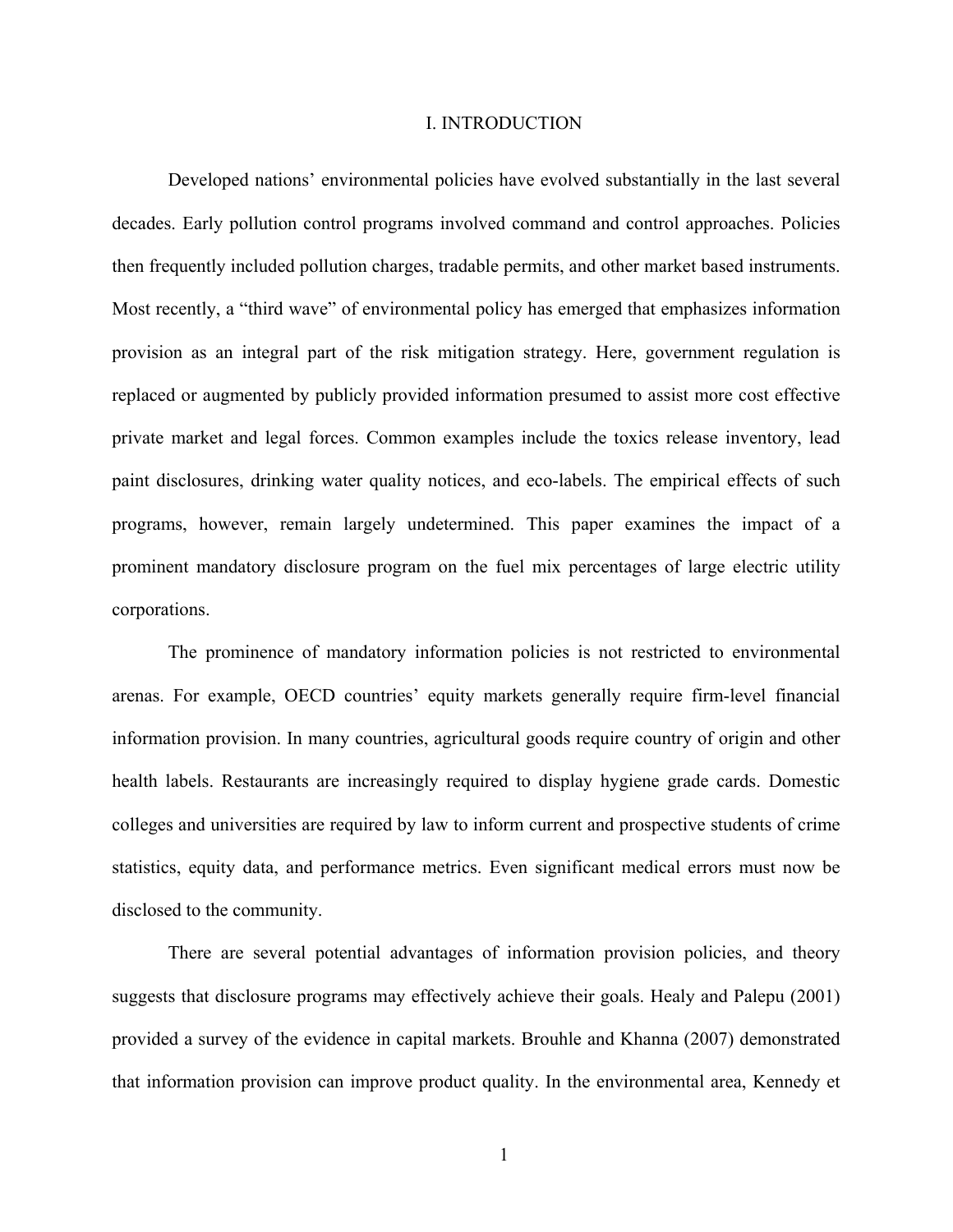# I. INTRODUCTION

Developed nations' environmental policies have evolved substantially in the last several decades. Early pollution control programs involved command and control approaches. Policies then frequently included pollution charges, tradable permits, and other market based instruments. Most recently, a "third wave" of environmental policy has emerged that emphasizes information provision as an integral part of the risk mitigation strategy. Here, government regulation is replaced or augmented by publicly provided information presumed to assist more cost effective private market and legal forces. Common examples include the toxics release inventory, lead paint disclosures, drinking water quality notices, and eco-labels. The empirical effects of such programs, however, remain largely undetermined. This paper examines the impact of a prominent mandatory disclosure program on the fuel mix percentages of large electric utility corporations.

The prominence of mandatory information policies is not restricted to environmental arenas. For example, OECD countries' equity markets generally require firm-level financial information provision. In many countries, agricultural goods require country of origin and other health labels. Restaurants are increasingly required to display hygiene grade cards. Domestic colleges and universities are required by law to inform current and prospective students of crime statistics, equity data, and performance metrics. Even significant medical errors must now be disclosed to the community.

There are several potential advantages of information provision policies, and theory suggests that disclosure programs may effectively achieve their goals. Healy and Palepu (2001) provided a survey of the evidence in capital markets. Brouhle and Khanna (2007) demonstrated that information provision can improve product quality. In the environmental area, Kennedy et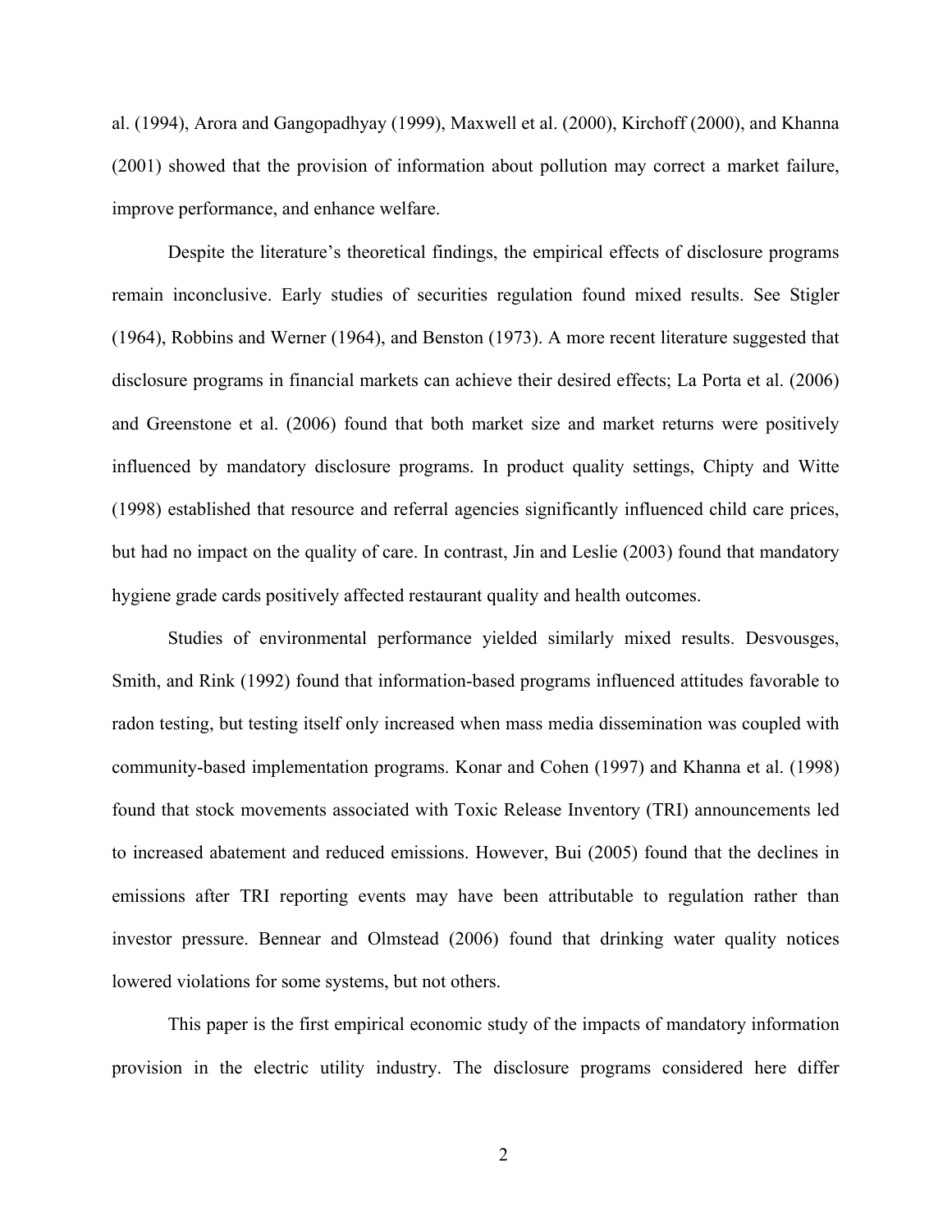al. (1994), Arora and Gangopadhyay (1999), Maxwell et al. (2000), Kirchoff (2000), and Khanna (2001) showed that the provision of information about pollution may correct a market failure, improve performance, and enhance welfare.

Despite the literature's theoretical findings, the empirical effects of disclosure programs remain inconclusive. Early studies of securities regulation found mixed results. See Stigler (1964), Robbins and Werner (1964), and Benston (1973). A more recent literature suggested that disclosure programs in financial markets can achieve their desired effects; La Porta et al. (2006) and Greenstone et al. (2006) found that both market size and market returns were positively influenced by mandatory disclosure programs. In product quality settings, Chipty and Witte (1998) established that resource and referral agencies significantly influenced child care prices, but had no impact on the quality of care. In contrast, Jin and Leslie (2003) found that mandatory hygiene grade cards positively affected restaurant quality and health outcomes.

Studies of environmental performance yielded similarly mixed results. Desvousges, Smith, and Rink (1992) found that information-based programs influenced attitudes favorable to radon testing, but testing itself only increased when mass media dissemination was coupled with community-based implementation programs. Konar and Cohen (1997) and Khanna et al. (1998) found that stock movements associated with Toxic Release Inventory (TRI) announcements led to increased abatement and reduced emissions. However, Bui (2005) found that the declines in emissions after TRI reporting events may have been attributable to regulation rather than investor pressure. Bennear and Olmstead (2006) found that drinking water quality notices lowered violations for some systems, but not others.

This paper is the first empirical economic study of the impacts of mandatory information provision in the electric utility industry. The disclosure programs considered here differ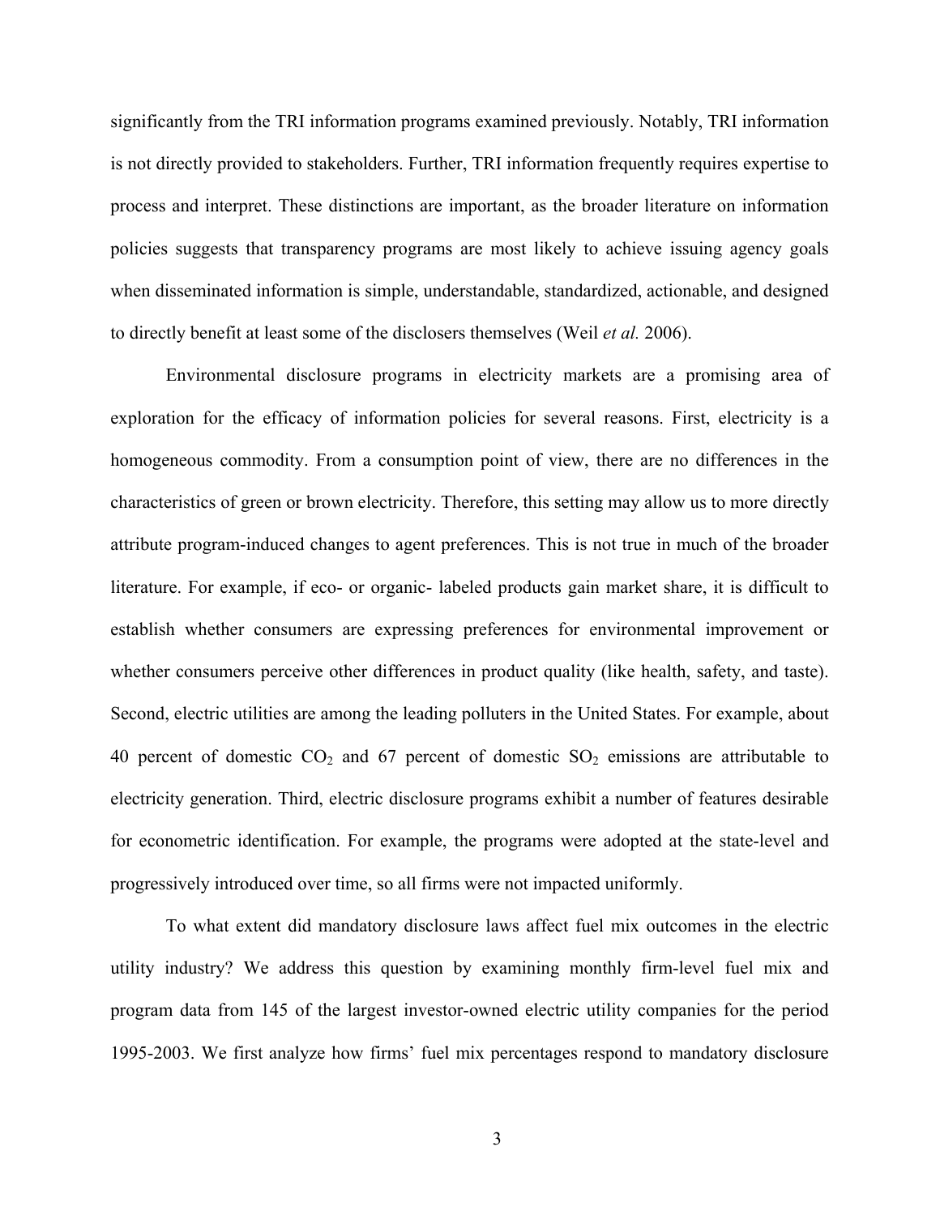significantly from the TRI information programs examined previously. Notably, TRI information is not directly provided to stakeholders. Further, TRI information frequently requires expertise to process and interpret. These distinctions are important, as the broader literature on information policies suggests that transparency programs are most likely to achieve issuing agency goals when disseminated information is simple, understandable, standardized, actionable, and designed to directly benefit at least some of the disclosers themselves (Weil *et al.* 2006).

Environmental disclosure programs in electricity markets are a promising area of exploration for the efficacy of information policies for several reasons. First, electricity is a homogeneous commodity. From a consumption point of view, there are no differences in the characteristics of green or brown electricity. Therefore, this setting may allow us to more directly attribute program-induced changes to agent preferences. This is not true in much of the broader literature. For example, if eco- or organic- labeled products gain market share, it is difficult to establish whether consumers are expressing preferences for environmental improvement or whether consumers perceive other differences in product quality (like health, safety, and taste). Second, electric utilities are among the leading polluters in the United States. For example, about 40 percent of domestic $CO_2$ and 67 percent of domestic $SO_2$ emissions are attributable to electricity generation. Third, electric disclosure programs exhibit a number of features desirable for econometric identification. For example, the programs were adopted at the state-level and progressively introduced over time, so all firms were not impacted uniformly.

To what extent did mandatory disclosure laws affect fuel mix outcomes in the electric utility industry? We address this question by examining monthly firm-level fuel mix and program data from 145 of the largest investor-owned electric utility companies for the period 1995-2003. We first analyze how firms' fuel mix percentages respond to mandatory disclosure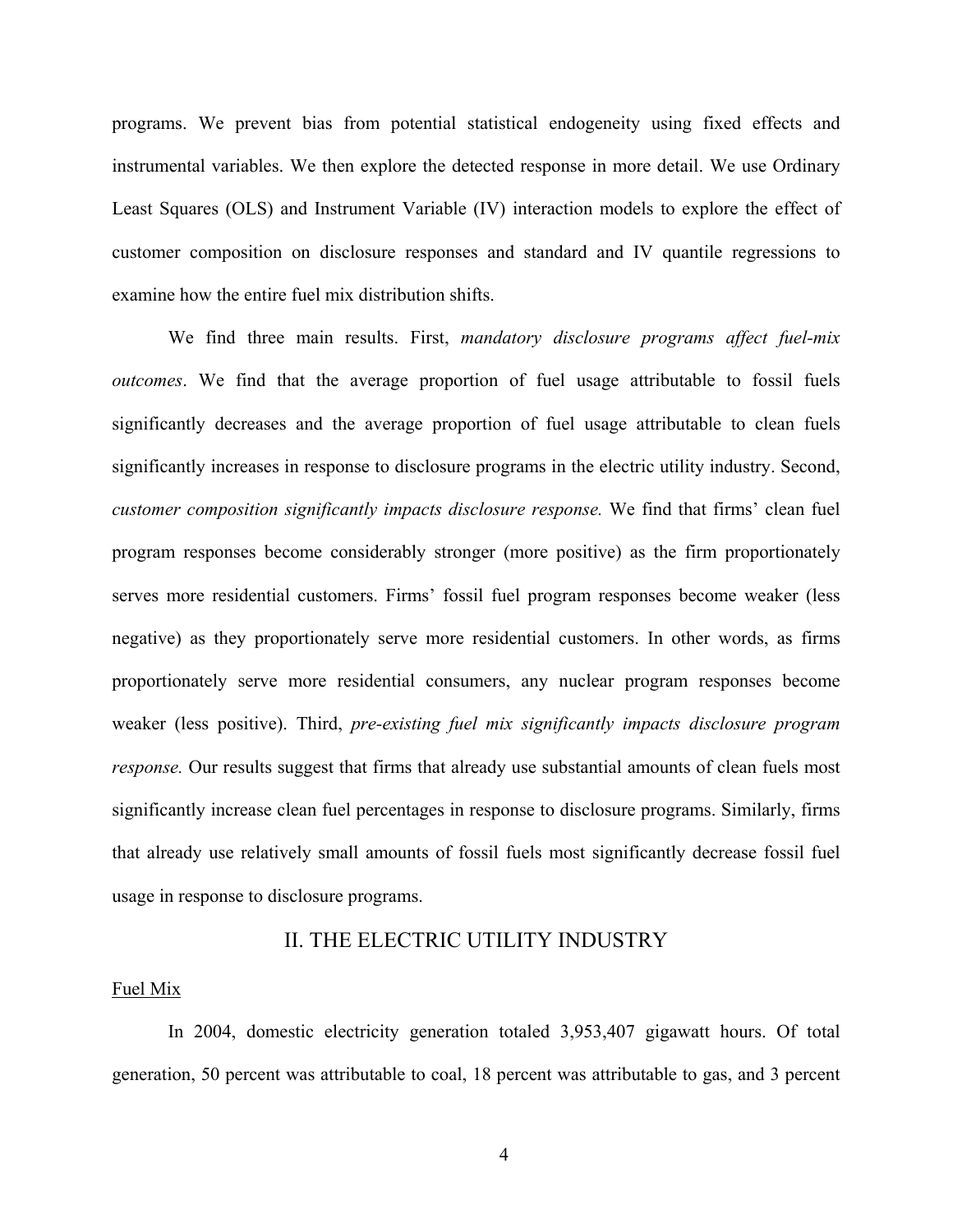programs. We prevent bias from potential statistical endogeneity using fixed effects and instrumental variables. We then explore the detected response in more detail. We use Ordinary Least Squares (OLS) and Instrument Variable (IV) interaction models to explore the effect of customer composition on disclosure responses and standard and IV quantile regressions to examine how the entire fuel mix distribution shifts.

We find three main results. First, *mandatory disclosure programs affect fuel-mix outcomes*. We find that the average proportion of fuel usage attributable to fossil fuels significantly decreases and the average proportion of fuel usage attributable to clean fuels significantly increases in response to disclosure programs in the electric utility industry. Second, *customer composition significantly impacts disclosure response.* We find that firms' clean fuel program responses become considerably stronger (more positive) as the firm proportionately serves more residential customers. Firms' fossil fuel program responses become weaker (less negative) as they proportionately serve more residential customers. In other words, as firms proportionately serve more residential consumers, any nuclear program responses become weaker (less positive). Third, *pre-existing fuel mix significantly impacts disclosure program response.* Our results suggest that firms that already use substantial amounts of clean fuels most significantly increase clean fuel percentages in response to disclosure programs. Similarly, firms that already use relatively small amounts of fossil fuels most significantly decrease fossil fuel usage in response to disclosure programs.

## II. THE ELECTRIC UTILITY INDUSTRY

### Fuel Mix

In 2004, domestic electricity generation totaled 3,953,407 gigawatt hours. Of total generation, 50 percent was attributable to coal, 18 percent was attributable to gas, and 3 percent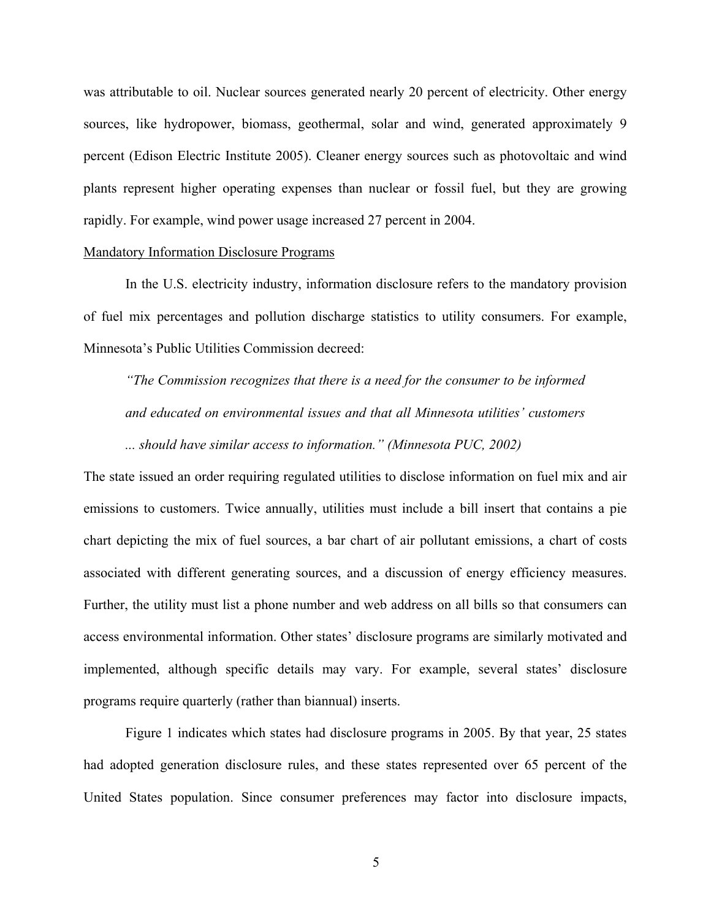was attributable to oil. Nuclear sources generated nearly 20 percent of electricity. Other energy sources, like hydropower, biomass, geothermal, solar and wind, generated approximately 9 percent (Edison Electric Institute 2005). Cleaner energy sources such as photovoltaic and wind plants represent higher operating expenses than nuclear or fossil fuel, but they are growing rapidly. For example, wind power usage increased 27 percent in 2004.

Mandatory Information Disclosure Programs

In the U.S. electricity industry, information disclosure refers to the mandatory provision of fuel mix percentages and pollution discharge statistics to utility consumers. For example, Minnesota's Public Utilities Commission decreed:

> *"The Commission recognizes that there is a need for the consumer to be informed and educated on environmental issues and that all Minnesota utilities' customers ... should have similar access to information." (Minnesota PUC, 2002)*

The state issued an order requiring regulated utilities to disclose information on fuel mix and air emissions to customers. Twice annually, utilities must include a bill insert that contains a pie chart depicting the mix of fuel sources, a bar chart of air pollutant emissions, a chart of costs associated with different generating sources, and a discussion of energy efficiency measures. Further, the utility must list a phone number and web address on all bills so that consumers can access environmental information. Other states' disclosure programs are similarly motivated and implemented, although specific details may vary. For example, several states' disclosure programs require quarterly (rather than biannual) inserts.

Figure 1 indicates which states had disclosure programs in 2005. By that year, 25 states had adopted generation disclosure rules, and these states represented over 65 percent of the United States population. Since consumer preferences may factor into disclosure impacts,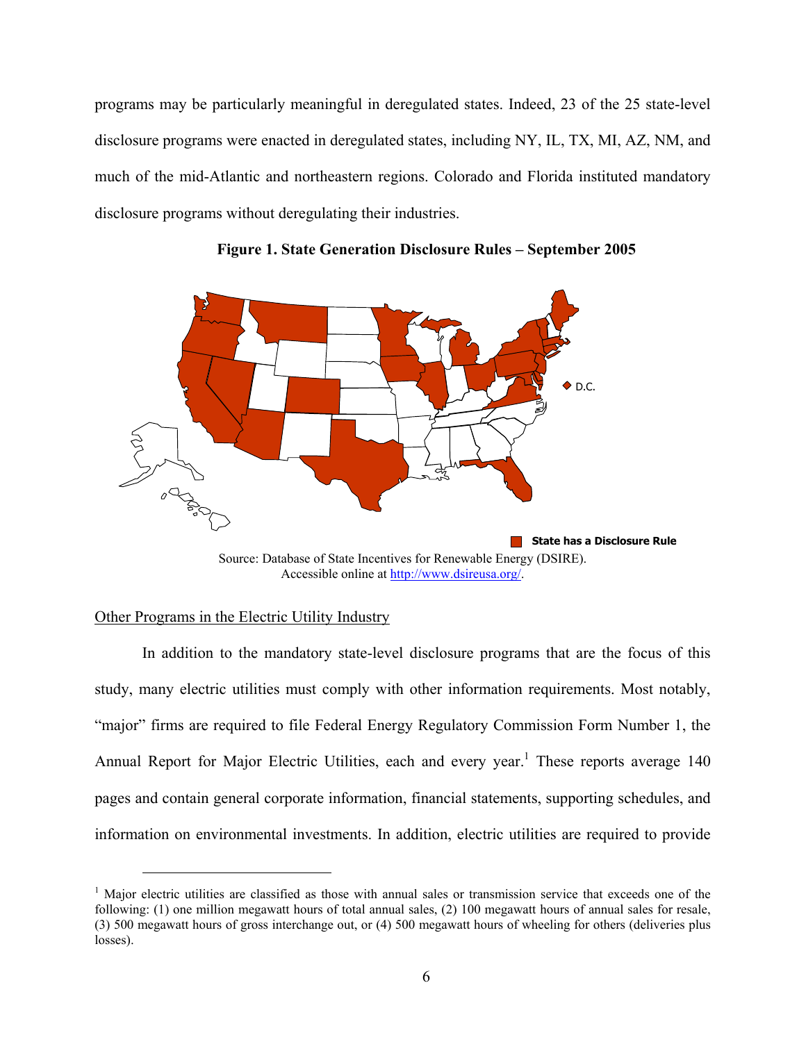programs may be particularly meaningful in deregulated states. Indeed, 23 of the 25 state-level disclosure programs were enacted in deregulated states, including NY, IL, TX, MI, AZ, NM, and much of the mid-Atlantic and northeastern regions. Colorado and Florida instituted mandatory disclosure programs without deregulating their industries.

**Figure 1. State Generation Disclosure Rules – September 2005**

Source: Database of State Incentives for Renewable Energy (DSIRE). Accessible online at http://www.dsireusa.org/.

## Other Programs in the Electric Utility Industry

In addition to the mandatory state-level disclosure programs that are the focus of this study, many electric utilities must comply with other information requirements. Most notably, "major" firms are required to file Federal Energy Regulatory Commission Form Number 1, the Annual Report for Major Electric Utilities, each and every year.[1] These reports average 140 pages and contain general corporate information, financial statements, supporting schedules, and information on environmental investments. In addition, electric utilities are required to provide

[1] Major electric utilities are classified as those with annual sales or transmission service that exceeds one of the following: (1) one million megawatt hours of total annual sales, (2) 100 megawatt hours of annual sales for resale, (3) 500 megawatt hours of gross interchange out, or (4) 500 megawatt hours of wheeling for others (deliveries plus losses).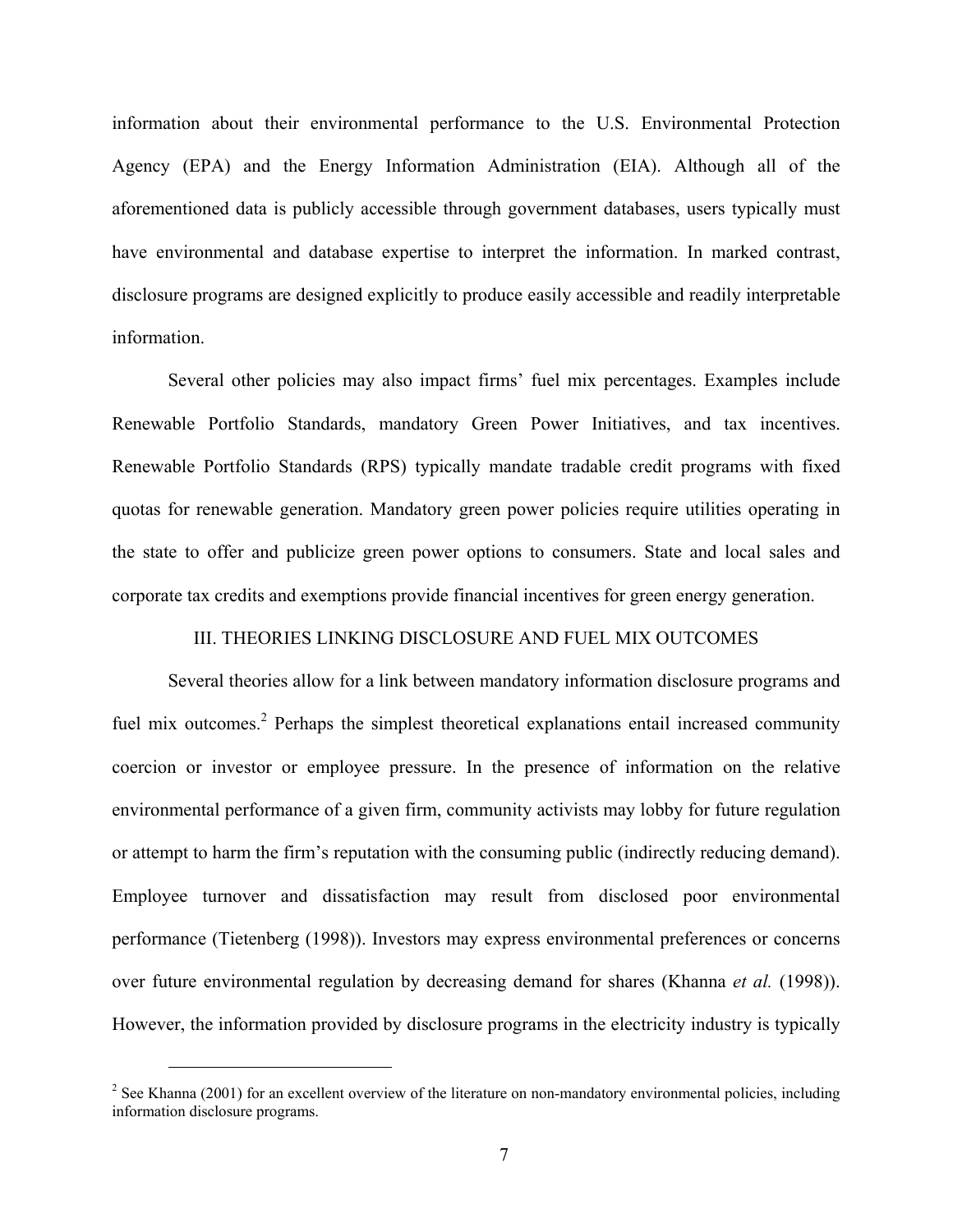information about their environmental performance to the U.S. Environmental Protection Agency (EPA) and the Energy Information Administration (EIA). Although all of the aforementioned data is publicly accessible through government databases, users typically must have environmental and database expertise to interpret the information. In marked contrast, disclosure programs are designed explicitly to produce easily accessible and readily interpretable information.

Several other policies may also impact firms' fuel mix percentages. Examples include Renewable Portfolio Standards, mandatory Green Power Initiatives, and tax incentives. Renewable Portfolio Standards (RPS) typically mandate tradable credit programs with fixed quotas for renewable generation. Mandatory green power policies require utilities operating in the state to offer and publicize green power options to consumers. State and local sales and corporate tax credits and exemptions provide financial incentives for green energy generation.

## III. THEORIES LINKING DISCLOSURE AND FUEL MIX OUTCOMES

Several theories allow for a link between mandatory information disclosure programs and fuel mix outcomes.[2] Perhaps the simplest theoretical explanations entail increased community coercion or investor or employee pressure. In the presence of information on the relative environmental performance of a given firm, community activists may lobby for future regulation or attempt to harm the firm's reputation with the consuming public (indirectly reducing demand). Employee turnover and dissatisfaction may result from disclosed poor environmental performance (Tietenberg (1998)). Investors may express environmental preferences or concerns over future environmental regulation by decreasing demand for shares (Khanna *et al.* (1998)). However, the information provided by disclosure programs in the electricity industry is typically

[2] See Khanna (2001) for an excellent overview of the literature on non-mandatory environmental policies, including information disclosure programs.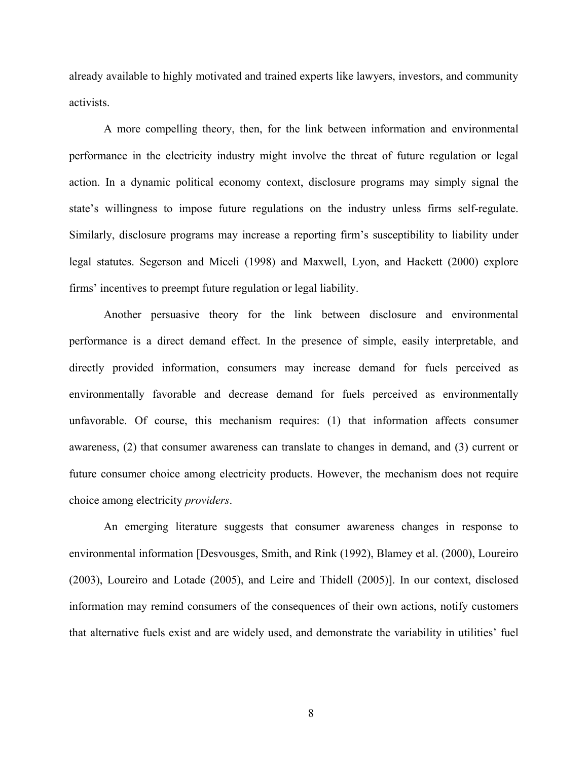already available to highly motivated and trained experts like lawyers, investors, and community activists.

A more compelling theory, then, for the link between information and environmental performance in the electricity industry might involve the threat of future regulation or legal action. In a dynamic political economy context, disclosure programs may simply signal the state's willingness to impose future regulations on the industry unless firms self-regulate. Similarly, disclosure programs may increase a reporting firm's susceptibility to liability under legal statutes. Segerson and Miceli (1998) and Maxwell, Lyon, and Hackett (2000) explore firms' incentives to preempt future regulation or legal liability.

Another persuasive theory for the link between disclosure and environmental performance is a direct demand effect. In the presence of simple, easily interpretable, and directly provided information, consumers may increase demand for fuels perceived as environmentally favorable and decrease demand for fuels perceived as environmentally unfavorable. Of course, this mechanism requires: (1) that information affects consumer awareness, (2) that consumer awareness can translate to changes in demand, and (3) current or future consumer choice among electricity products. However, the mechanism does not require choice among electricity *providers*.

An emerging literature suggests that consumer awareness changes in response to environmental information [Desvousges, Smith, and Rink (1992), Blamey et al. (2000), Loureiro (2003), Loureiro and Lotade (2005), and Leire and Thidell (2005)]. In our context, disclosed information may remind consumers of the consequences of their own actions, notify customers that alternative fuels exist and are widely used, and demonstrate the variability in utilities' fuel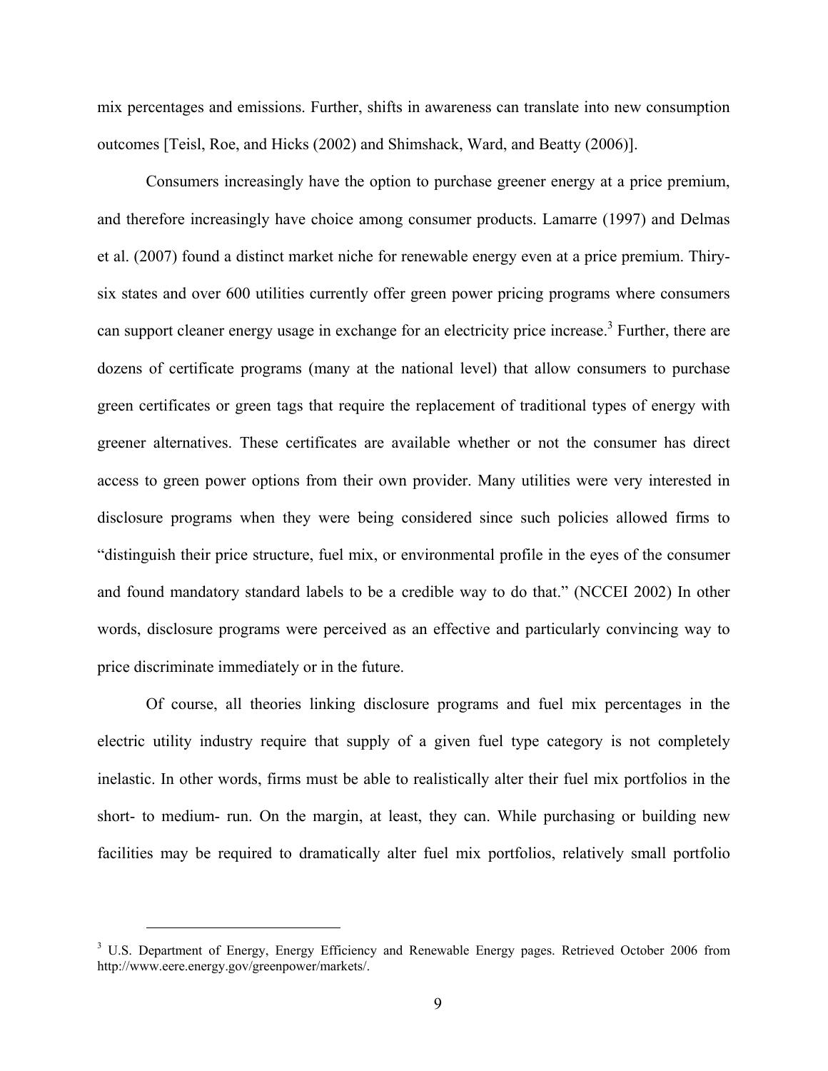mix percentages and emissions. Further, shifts in awareness can translate into new consumption outcomes [Teisl, Roe, and Hicks (2002) and Shimshack, Ward, and Beatty (2006)].

Consumers increasingly have the option to purchase greener energy at a price premium, and therefore increasingly have choice among consumer products. Lamarre (1997) and Delmas et al. (2007) found a distinct market niche for renewable energy even at a price premium. Thiry-six states and over 600 utilities currently offer green power pricing programs where consumers can support cleaner energy usage in exchange for an electricity price increase.[3] Further, there are dozens of certificate programs (many at the national level) that allow consumers to purchase green certificates or green tags that require the replacement of traditional types of energy with greener alternatives. These certificates are available whether or not the consumer has direct access to green power options from their own provider. Many utilities were very interested in disclosure programs when they were being considered since such policies allowed firms to "distinguish their price structure, fuel mix, or environmental profile in the eyes of the consumer and found mandatory standard labels to be a credible way to do that." (NCCEI 2002) In other words, disclosure programs were perceived as an effective and particularly convincing way to price discriminate immediately or in the future.

Of course, all theories linking disclosure programs and fuel mix percentages in the electric utility industry require that supply of a given fuel type category is not completely inelastic. In other words, firms must be able to realistically alter their fuel mix portfolios in the short- to medium- run. On the margin, at least, they can. While purchasing or building new facilities may be required to dramatically alter fuel mix portfolios, relatively small portfolio

[3] U.S. Department of Energy, Energy Efficiency and Renewable Energy pages. Retrieved October 2006 from http://www.eere.energy.gov/greenpower/markets/.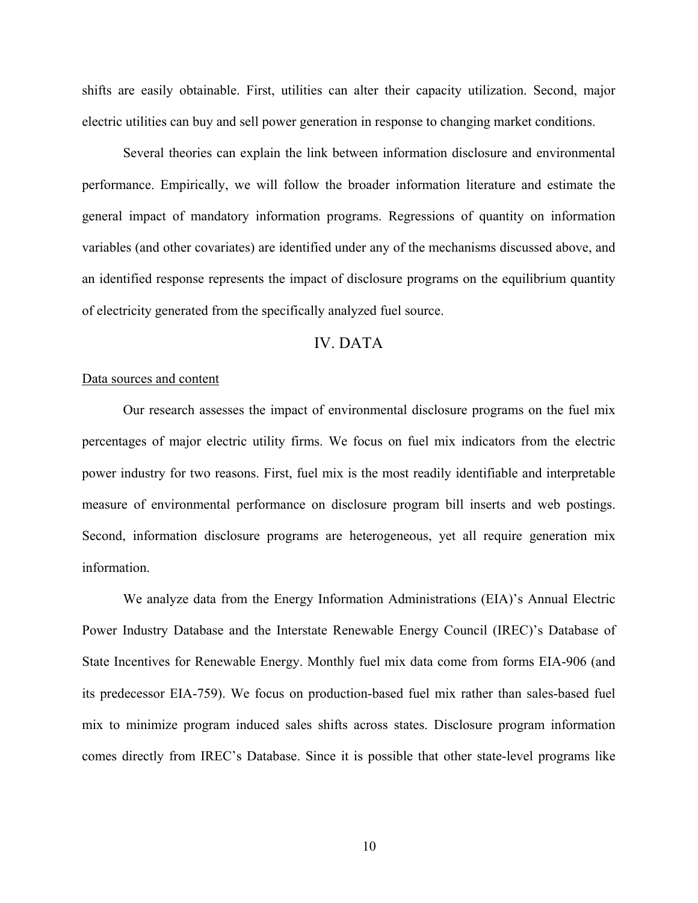shifts are easily obtainable. First, utilities can alter their capacity utilization. Second, major electric utilities can buy and sell power generation in response to changing market conditions.

Several theories can explain the link between information disclosure and environmental performance. Empirically, we will follow the broader information literature and estimate the general impact of mandatory information programs. Regressions of quantity on information variables (and other covariates) are identified under any of the mechanisms discussed above, and an identified response represents the impact of disclosure programs on the equilibrium quantity of electricity generated from the specifically analyzed fuel source.

## IV. DATA

### Data sources and content

Our research assesses the impact of environmental disclosure programs on the fuel mix percentages of major electric utility firms. We focus on fuel mix indicators from the electric power industry for two reasons. First, fuel mix is the most readily identifiable and interpretable measure of environmental performance on disclosure program bill inserts and web postings. Second, information disclosure programs are heterogeneous, yet all require generation mix information.

We analyze data from the Energy Information Administrations (EIA)'s Annual Electric Power Industry Database and the Interstate Renewable Energy Council (IREC)'s Database of State Incentives for Renewable Energy. Monthly fuel mix data come from forms EIA-906 (and its predecessor EIA-759). We focus on production-based fuel mix rather than sales-based fuel mix to minimize program induced sales shifts across states. Disclosure program information comes directly from IREC's Database. Since it is possible that other state-level programs like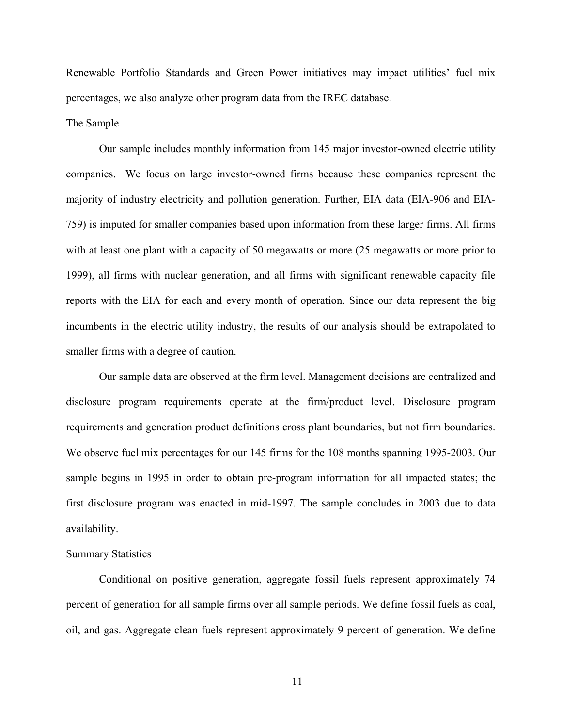Renewable Portfolio Standards and Green Power initiatives may impact utilities' fuel mix percentages, we also analyze other program data from the IREC database.

## The Sample

Our sample includes monthly information from 145 major investor-owned electric utility companies. We focus on large investor-owned firms because these companies represent the majority of industry electricity and pollution generation. Further, EIA data (EIA-906 and EIA-759) is imputed for smaller companies based upon information from these larger firms. All firms with at least one plant with a capacity of 50 megawatts or more (25 megawatts or more prior to 1999), all firms with nuclear generation, and all firms with significant renewable capacity file reports with the EIA for each and every month of operation. Since our data represent the big incumbents in the electric utility industry, the results of our analysis should be extrapolated to smaller firms with a degree of caution.

Our sample data are observed at the firm level. Management decisions are centralized and disclosure program requirements operate at the firm/product level. Disclosure program requirements and generation product definitions cross plant boundaries, but not firm boundaries. We observe fuel mix percentages for our 145 firms for the 108 months spanning 1995-2003. Our sample begins in 1995 in order to obtain pre-program information for all impacted states; the first disclosure program was enacted in mid-1997. The sample concludes in 2003 due to data availability.

## Summary Statistics

Conditional on positive generation, aggregate fossil fuels represent approximately 74 percent of generation for all sample firms over all sample periods. We define fossil fuels as coal, oil, and gas. Aggregate clean fuels represent approximately 9 percent of generation. We define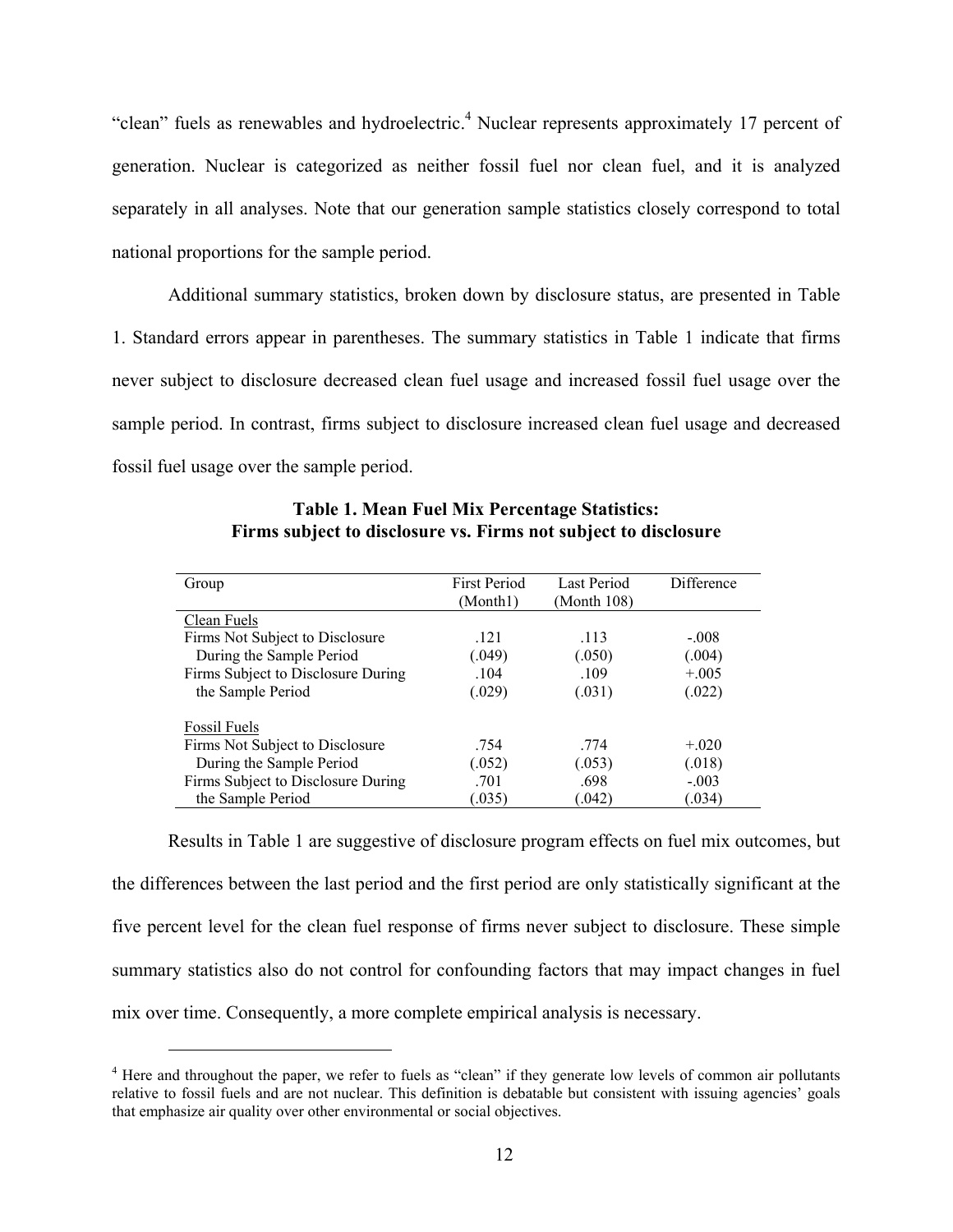"clean" fuels as renewables and hydroelectric.[4] Nuclear represents approximately 17 percent of generation. Nuclear is categorized as neither fossil fuel nor clean fuel, and it is analyzed separately in all analyses. Note that our generation sample statistics closely correspond to total national proportions for the sample period.

Additional summary statistics, broken down by disclosure status, are presented in Table 1. Standard errors appear in parentheses. The summary statistics in Table 1 indicate that firms never subject to disclosure decreased clean fuel usage and increased fossil fuel usage over the sample period. In contrast, firms subject to disclosure increased clean fuel usage and decreased fossil fuel usage over the sample period.

**Table 1. Mean Fuel Mix Percentage Statistics: Firms subject to disclosure vs. Firms not subject to disclosure**

| Group | First Period (Month1) | Last Period (Month 108) | Difference |
|---|---|---|---|
| Clean Fuels | | | |
| Firms Not Subject to Disclosure During the Sample Period | .121 | .113 | -.008 |
| | (.049) | (.050) | (.004) |
| Firms Subject to Disclosure During the Sample Period | .104 | .109 | +.005 |
| | (.029) | (.031) | (.022) |
| Fossil Fuels | | | |
| Firms Not Subject to Disclosure During the Sample Period | .754 | .774 | +.020 |
| | (.052) | (.053) | (.018) |
| Firms Subject to Disclosure During the Sample Period | .701 | .698 | -.003 |
| | (.035) | (.042) | (.034) |

Results in Table 1 are suggestive of disclosure program effects on fuel mix outcomes, but the differences between the last period and the first period are only statistically significant at the five percent level for the clean fuel response of firms never subject to disclosure. These simple summary statistics also do not control for confounding factors that may impact changes in fuel mix over time. Consequently, a more complete empirical analysis is necessary.

[4] Here and throughout the paper, we refer to fuels as "clean" if they generate low levels of common air pollutants relative to fossil fuels and are not nuclear. This definition is debatable but consistent with issuing agencies' goals that emphasize air quality over other environmental or social objectives.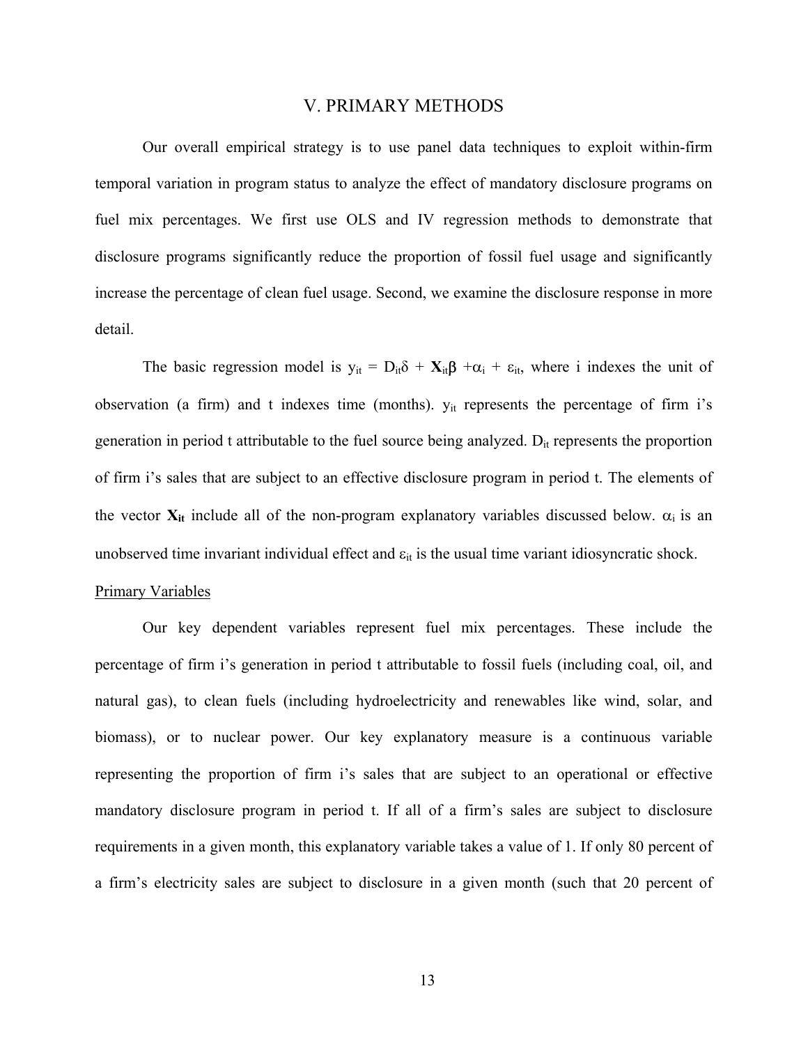## V. PRIMARY METHODS

Our overall empirical strategy is to use panel data techniques to exploit within-firm temporal variation in program status to analyze the effect of mandatory disclosure programs on fuel mix percentages. We first use OLS and IV regression methods to demonstrate that disclosure programs significantly reduce the proportion of fossil fuel usage and significantly increase the percentage of clean fuel usage. Second, we examine the disclosure response in more detail.

The basic regression model is $y_{it} = D_{it}\delta + \mathbf{X}_{it}\beta + \alpha_i + \varepsilon_{it}$, where i indexes the unit of observation (a firm) and t indexes time (months). $y_{it}$ represents the percentage of firm i's generation in period t attributable to the fuel source being analyzed. $D_{it}$ represents the proportion of firm i's sales that are subject to an effective disclosure program in period t. The elements of the vector $\mathbf{X}_{it}$ include all of the non-program explanatory variables discussed below. $\alpha_i$ is an unobserved time invariant individual effect and $\varepsilon_{it}$ is the usual time variant idiosyncratic shock.

Primary Variables

Our key dependent variables represent fuel mix percentages. These include the percentage of firm i's generation in period t attributable to fossil fuels (including coal, oil, and natural gas), to clean fuels (including hydroelectricity and renewables like wind, solar, and biomass), or to nuclear power. Our key explanatory measure is a continuous variable representing the proportion of firm i's sales that are subject to an operational or effective mandatory disclosure program in period t. If all of a firm's sales are subject to disclosure requirements in a given month, this explanatory variable takes a value of 1. If only 80 percent of a firm's electricity sales are subject to disclosure in a given month (such that 20 percent of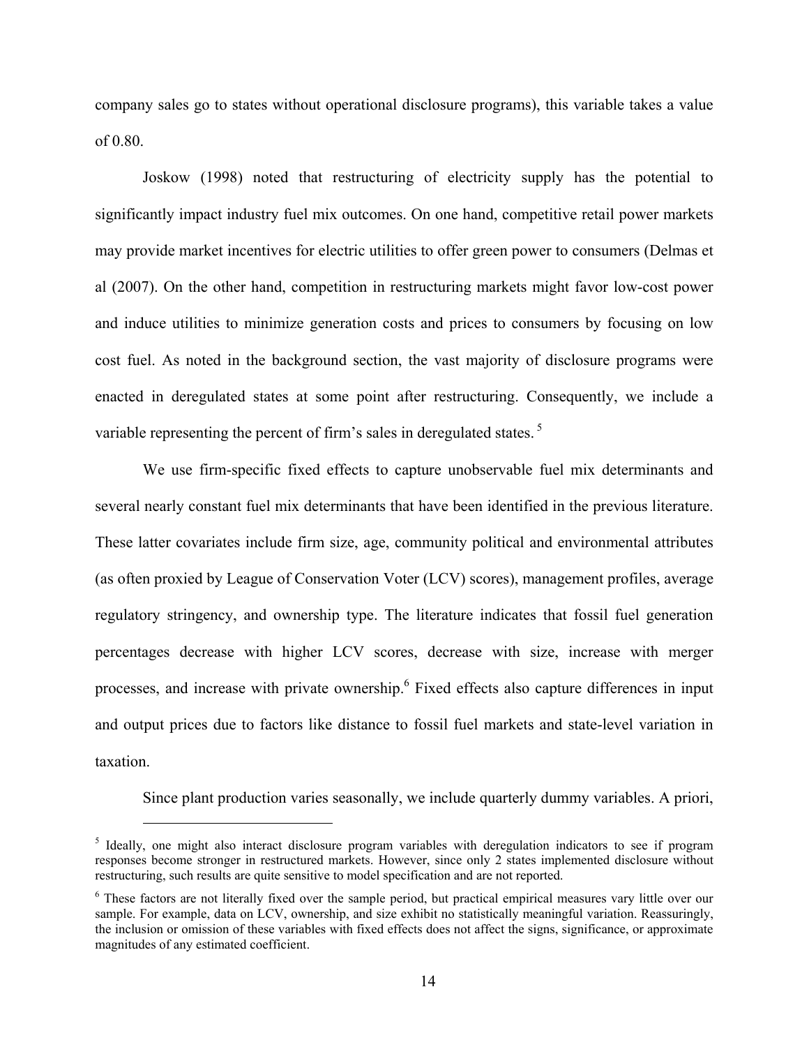company sales go to states without operational disclosure programs), this variable takes a value of 0.80.

Joskow (1998) noted that restructuring of electricity supply has the potential to significantly impact industry fuel mix outcomes. On one hand, competitive retail power markets may provide market incentives for electric utilities to offer green power to consumers (Delmas et al (2007). On the other hand, competition in restructuring markets might favor low-cost power and induce utilities to minimize generation costs and prices to consumers by focusing on low cost fuel. As noted in the background section, the vast majority of disclosure programs were enacted in deregulated states at some point after restructuring. Consequently, we include a variable representing the percent of firm's sales in deregulated states. [5]

We use firm-specific fixed effects to capture unobservable fuel mix determinants and several nearly constant fuel mix determinants that have been identified in the previous literature. These latter covariates include firm size, age, community political and environmental attributes (as often proxied by League of Conservation Voter (LCV) scores), management profiles, average regulatory stringency, and ownership type. The literature indicates that fossil fuel generation percentages decrease with higher LCV scores, decrease with size, increase with merger processes, and increase with private ownership.[6] Fixed effects also capture differences in input and output prices due to factors like distance to fossil fuel markets and state-level variation in taxation.

Since plant production varies seasonally, we include quarterly dummy variables. A priori,

---

[5] Ideally, one might also interact disclosure program variables with deregulation indicators to see if program responses become stronger in restructured markets. However, since only 2 states implemented disclosure without restructuring, such results are quite sensitive to model specification and are not reported.

[6] These factors are not literally fixed over the sample period, but practical empirical measures vary little over our sample. For example, data on LCV, ownership, and size exhibit no statistically meaningful variation. Reassuringly, the inclusion or omission of these variables with fixed effects does not affect the signs, significance, or approximate magnitudes of any estimated coefficient.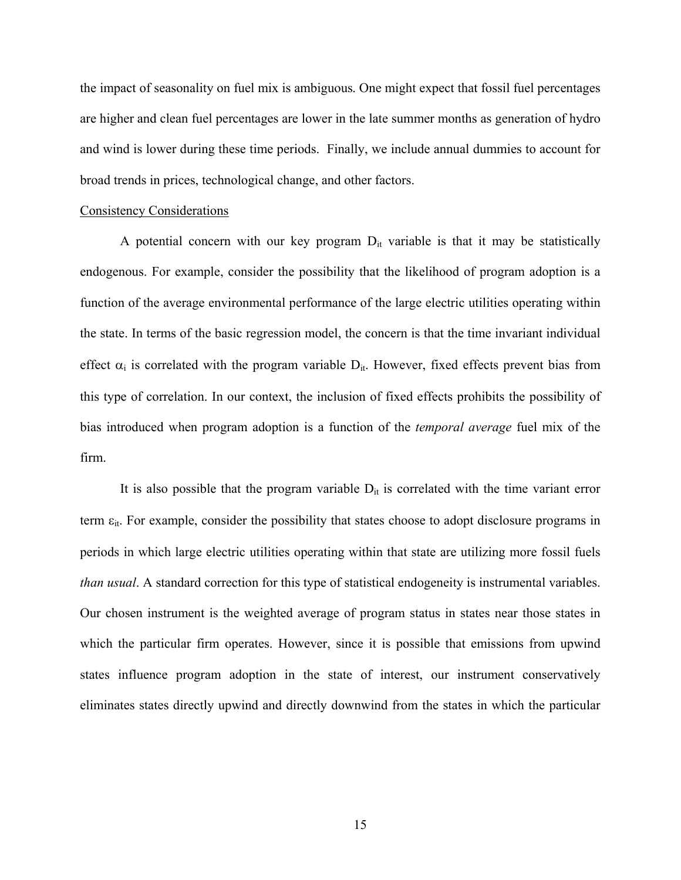the impact of seasonality on fuel mix is ambiguous. One might expect that fossil fuel percentages are higher and clean fuel percentages are lower in the late summer months as generation of hydro and wind is lower during these time periods. Finally, we include annual dummies to account for broad trends in prices, technological change, and other factors.

Consistency Considerations

A potential concern with our key program $D_{it}$ variable is that it may be statistically endogenous. For example, consider the possibility that the likelihood of program adoption is a function of the average environmental performance of the large electric utilities operating within the state. In terms of the basic regression model, the concern is that the time invariant individual effect $\alpha_i$ is correlated with the program variable $D_{it}$. However, fixed effects prevent bias from this type of correlation. In our context, the inclusion of fixed effects prohibits the possibility of bias introduced when program adoption is a function of the *temporal average* fuel mix of the firm.

It is also possible that the program variable $D_{it}$ is correlated with the time variant error term $\varepsilon_{it}$. For example, consider the possibility that states choose to adopt disclosure programs in periods in which large electric utilities operating within that state are utilizing more fossil fuels *than usual*. A standard correction for this type of statistical endogeneity is instrumental variables. Our chosen instrument is the weighted average of program status in states near those states in which the particular firm operates. However, since it is possible that emissions from upwind states influence program adoption in the state of interest, our instrument conservatively eliminates states directly upwind and directly downwind from the states in which the particular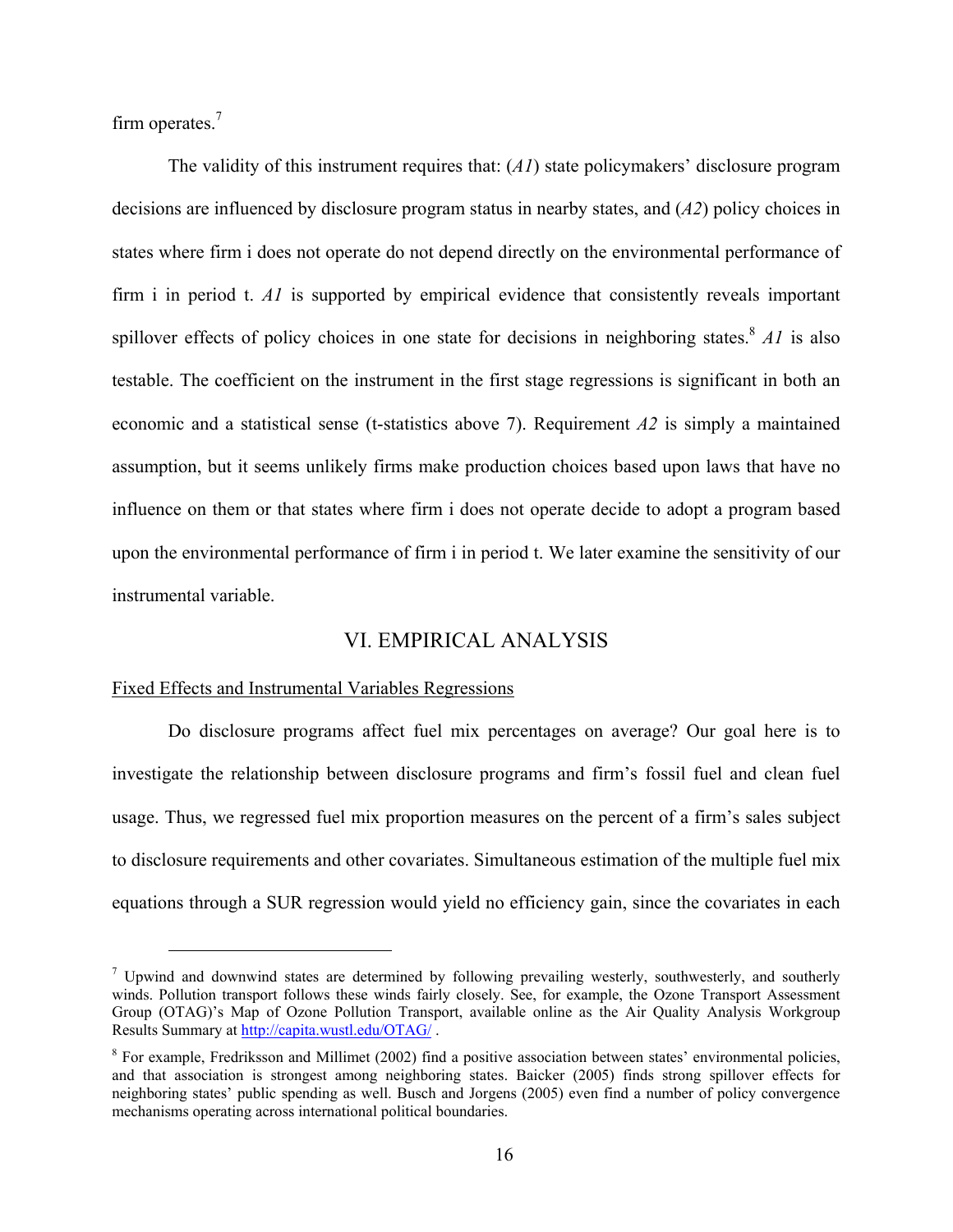firm operates.[7]

The validity of this instrument requires that: (*A1*) state policymakers' disclosure program decisions are influenced by disclosure program status in nearby states, and (*A2*) policy choices in states where firm i does not operate do not depend directly on the environmental performance of firm i in period t. *A1* is supported by empirical evidence that consistently reveals important spillover effects of policy choices in one state for decisions in neighboring states.[8] *A1* is also testable. The coefficient on the instrument in the first stage regressions is significant in both an economic and a statistical sense (t-statistics above 7). Requirement *A2* is simply a maintained assumption, but it seems unlikely firms make production choices based upon laws that have no influence on them or that states where firm i does not operate decide to adopt a program based upon the environmental performance of firm i in period t. We later examine the sensitivity of our instrumental variable.

## VI. EMPIRICAL ANALYSIS

### Fixed Effects and Instrumental Variables Regressions

Do disclosure programs affect fuel mix percentages on average? Our goal here is to investigate the relationship between disclosure programs and firm's fossil fuel and clean fuel usage. Thus, we regressed fuel mix proportion measures on the percent of a firm's sales subject to disclosure requirements and other covariates. Simultaneous estimation of the multiple fuel mix equations through a SUR regression would yield no efficiency gain, since the covariates in each

---

[7] Upwind and downwind states are determined by following prevailing westerly, southwesterly, and southerly winds. Pollution transport follows these winds fairly closely. See, for example, the Ozone Transport Assessment Group (OTAG)'s Map of Ozone Pollution Transport, available online as the Air Quality Analysis Workgroup Results Summary at http://capita.wustl.edu/OTAG/ .

[8] For example, Fredriksson and Millimet (2002) find a positive association between states' environmental policies, and that association is strongest among neighboring states. Baicker (2005) finds strong spillover effects for neighboring states' public spending as well. Busch and Jorgens (2005) even find a number of policy convergence mechanisms operating across international political boundaries.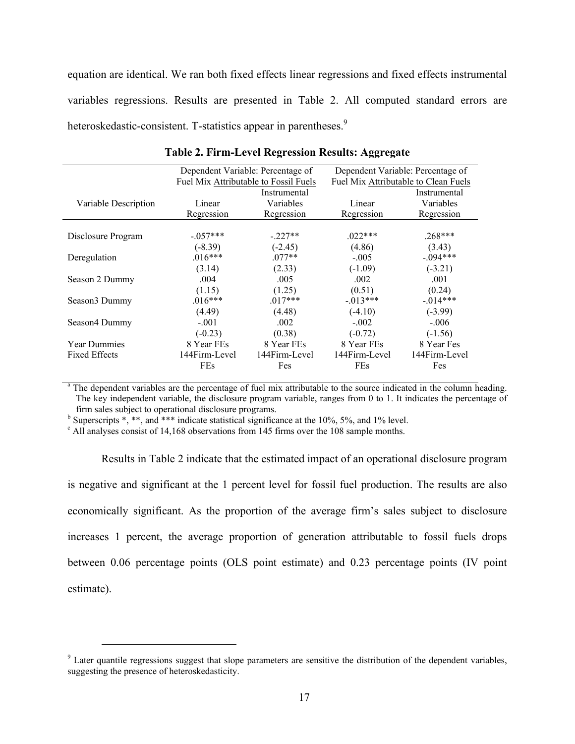equation are identical. We ran both fixed effects linear regressions and fixed effects instrumental variables regressions. Results are presented in Table 2. All computed standard errors are heteroskedastic-consistent. T-statistics appear in parentheses.[9]

**Table 2. Firm-Level Regression Results: Aggregate**

| | Dependent Variable: Percentage of Fuel Mix Attributable to Fossil Fuels | | Dependent Variable: Percentage of Fuel Mix Attributable to Clean Fuels | |
|---|---|---|---|---|
| Variable Description | Linear Regression | Instrumental Variables Regression | Linear Regression | Instrumental Variables Regression |
| Disclosure Program | -.057*** | -.227** | .022*** | .268*** |
| | (-8.39) | (-2.45) | (4.86) | (3.43) |
| Deregulation | .016*** | .077** | -.005 | -.094*** |
| | (3.14) | (2.33) | (-1.09) | (-3.21) |
| Season 2 Dummy | .004 | .005 | .002 | .001 |
| | (1.15) | (1.25) | (0.51) | (0.24) |
| Season3 Dummy | .016*** | .017*** | -.013*** | -.014*** |
| | (4.49) | (4.48) | (-4.10) | (-3.99) |
| Season4 Dummy | -.001 | .002 | -.002 | -.006 |
| | (-0.23) | (0.38) | (-0.72) | (-1.56) |
| Year Dummies | 8 Year FEs | 8 Year FEs | 8 Year FEs | 8 Year Fes |
| Fixed Effects | 144Firm-Level FEs | 144Firm-Level Fes | 144Firm-Level FEs | 144Firm-Level Fes |

[a] The dependent variables are the percentage of fuel mix attributable to the source indicated in the column heading. The key independent variable, the disclosure program variable, ranges from 0 to 1. It indicates the percentage of firm sales subject to operational disclosure programs.
[b] Superscripts *, **, and *** indicate statistical significance at the 10%, 5%, and 1% level.
[c] All analyses consist of 14,168 observations from 145 firms over the 108 sample months.

Results in Table 2 indicate that the estimated impact of an operational disclosure program is negative and significant at the 1 percent level for fossil fuel production. The results are also economically significant. As the proportion of the average firm's sales subject to disclosure increases 1 percent, the average proportion of generation attributable to fossil fuels drops between 0.06 percentage points (OLS point estimate) and 0.23 percentage points (IV point estimate).

[9] Later quantile regressions suggest that slope parameters are sensitive the distribution of the dependent variables, suggesting the presence of heteroskedasticity.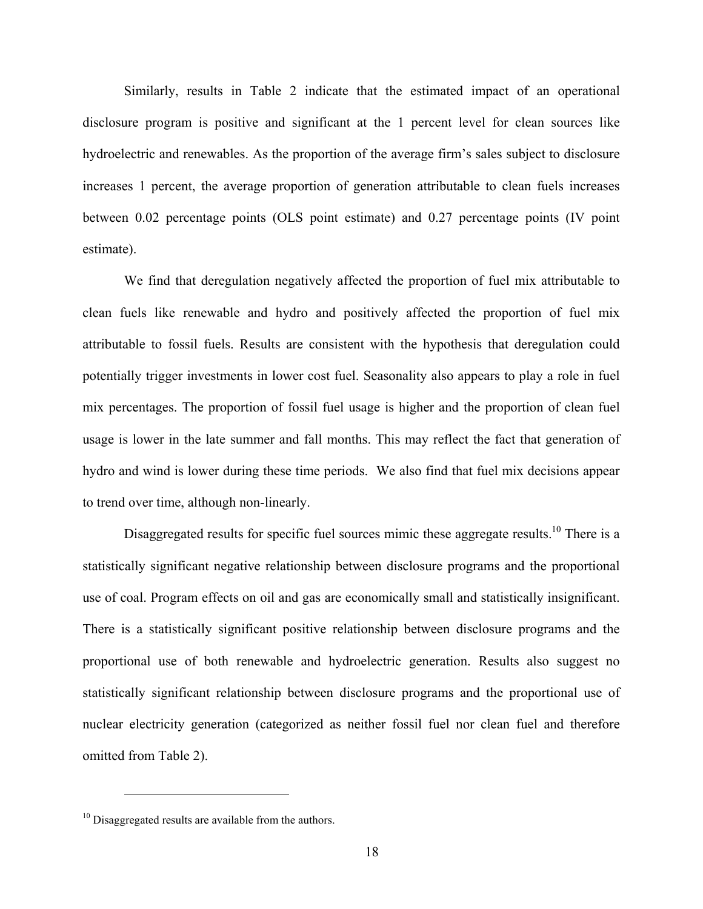Similarly, results in Table 2 indicate that the estimated impact of an operational disclosure program is positive and significant at the 1 percent level for clean sources like hydroelectric and renewables. As the proportion of the average firm's sales subject to disclosure increases 1 percent, the average proportion of generation attributable to clean fuels increases between 0.02 percentage points (OLS point estimate) and 0.27 percentage points (IV point estimate).

We find that deregulation negatively affected the proportion of fuel mix attributable to clean fuels like renewable and hydro and positively affected the proportion of fuel mix attributable to fossil fuels. Results are consistent with the hypothesis that deregulation could potentially trigger investments in lower cost fuel. Seasonality also appears to play a role in fuel mix percentages. The proportion of fossil fuel usage is higher and the proportion of clean fuel usage is lower in the late summer and fall months. This may reflect the fact that generation of hydro and wind is lower during these time periods. We also find that fuel mix decisions appear to trend over time, although non-linearly.

Disaggregated results for specific fuel sources mimic these aggregate results.[10] There is a statistically significant negative relationship between disclosure programs and the proportional use of coal. Program effects on oil and gas are economically small and statistically insignificant. There is a statistically significant positive relationship between disclosure programs and the proportional use of both renewable and hydroelectric generation. Results also suggest no statistically significant relationship between disclosure programs and the proportional use of nuclear electricity generation (categorized as neither fossil fuel nor clean fuel and therefore omitted from Table 2).

---

[10] Disaggregated results are available from the authors.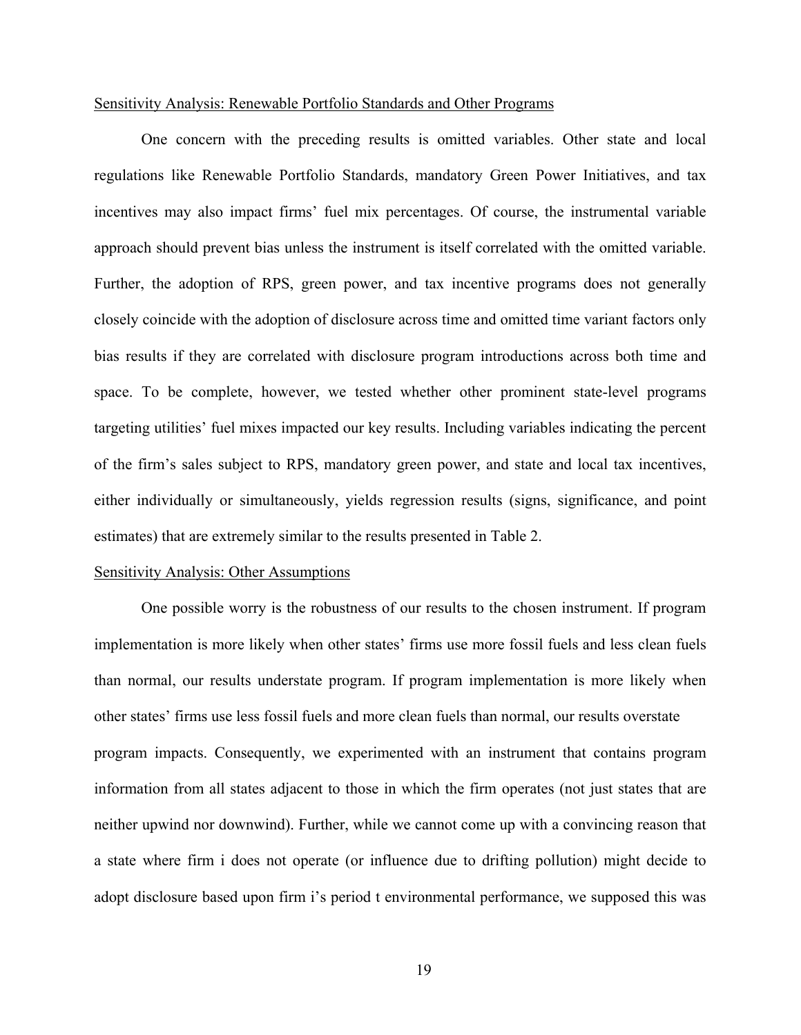Sensitivity Analysis: Renewable Portfolio Standards and Other Programs

One concern with the preceding results is omitted variables. Other state and local regulations like Renewable Portfolio Standards, mandatory Green Power Initiatives, and tax incentives may also impact firms' fuel mix percentages. Of course, the instrumental variable approach should prevent bias unless the instrument is itself correlated with the omitted variable. Further, the adoption of RPS, green power, and tax incentive programs does not generally closely coincide with the adoption of disclosure across time and omitted time variant factors only bias results if they are correlated with disclosure program introductions across both time and space. To be complete, however, we tested whether other prominent state-level programs targeting utilities' fuel mixes impacted our key results. Including variables indicating the percent of the firm's sales subject to RPS, mandatory green power, and state and local tax incentives, either individually or simultaneously, yields regression results (signs, significance, and point estimates) that are extremely similar to the results presented in Table 2.

Sensitivity Analysis: Other Assumptions

One possible worry is the robustness of our results to the chosen instrument. If program implementation is more likely when other states' firms use more fossil fuels and less clean fuels than normal, our results understate program. If program implementation is more likely when other states' firms use less fossil fuels and more clean fuels than normal, our results overstate program impacts. Consequently, we experimented with an instrument that contains program information from all states adjacent to those in which the firm operates (not just states that are neither upwind nor downwind). Further, while we cannot come up with a convincing reason that a state where firm i does not operate (or influence due to drifting pollution) might decide to adopt disclosure based upon firm i's period t environmental performance, we supposed this was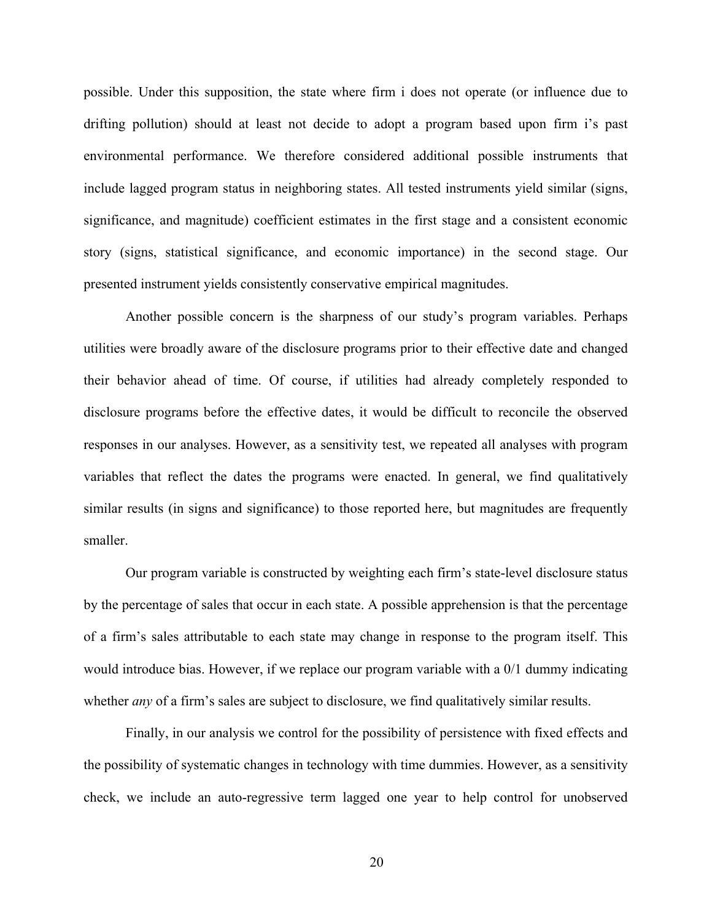possible. Under this supposition, the state where firm i does not operate (or influence due to drifting pollution) should at least not decide to adopt a program based upon firm i's past environmental performance. We therefore considered additional possible instruments that include lagged program status in neighboring states. All tested instruments yield similar (signs, significance, and magnitude) coefficient estimates in the first stage and a consistent economic story (signs, statistical significance, and economic importance) in the second stage. Our presented instrument yields consistently conservative empirical magnitudes.

Another possible concern is the sharpness of our study's program variables. Perhaps utilities were broadly aware of the disclosure programs prior to their effective date and changed their behavior ahead of time. Of course, if utilities had already completely responded to disclosure programs before the effective dates, it would be difficult to reconcile the observed responses in our analyses. However, as a sensitivity test, we repeated all analyses with program variables that reflect the dates the programs were enacted. In general, we find qualitatively similar results (in signs and significance) to those reported here, but magnitudes are frequently smaller.

Our program variable is constructed by weighting each firm's state-level disclosure status by the percentage of sales that occur in each state. A possible apprehension is that the percentage of a firm's sales attributable to each state may change in response to the program itself. This would introduce bias. However, if we replace our program variable with a 0/1 dummy indicating whether *any* of a firm's sales are subject to disclosure, we find qualitatively similar results.

Finally, in our analysis we control for the possibility of persistence with fixed effects and the possibility of systematic changes in technology with time dummies. However, as a sensitivity check, we include an auto-regressive term lagged one year to help control for unobserved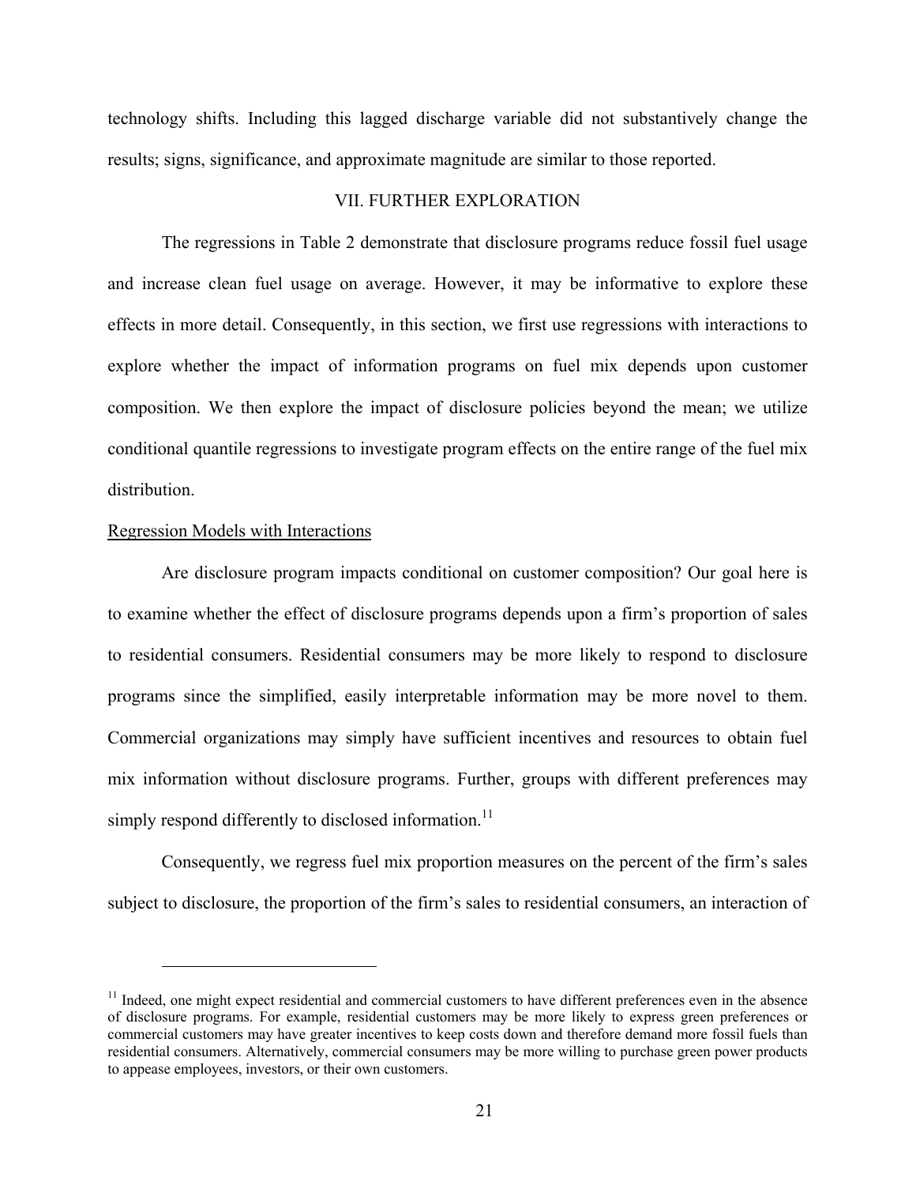technology shifts. Including this lagged discharge variable did not substantively change the results; signs, significance, and approximate magnitude are similar to those reported.

## VII. FURTHER EXPLORATION

The regressions in Table 2 demonstrate that disclosure programs reduce fossil fuel usage and increase clean fuel usage on average. However, it may be informative to explore these effects in more detail. Consequently, in this section, we first use regressions with interactions to explore whether the impact of information programs on fuel mix depends upon customer composition. We then explore the impact of disclosure policies beyond the mean; we utilize conditional quantile regressions to investigate program effects on the entire range of the fuel mix distribution.

### Regression Models with Interactions

Are disclosure program impacts conditional on customer composition? Our goal here is to examine whether the effect of disclosure programs depends upon a firm's proportion of sales to residential consumers. Residential consumers may be more likely to respond to disclosure programs since the simplified, easily interpretable information may be more novel to them. Commercial organizations may simply have sufficient incentives and resources to obtain fuel mix information without disclosure programs. Further, groups with different preferences may simply respond differently to disclosed information.[11]

Consequently, we regress fuel mix proportion measures on the percent of the firm's sales subject to disclosure, the proportion of the firm's sales to residential consumers, an interaction of

---

[11] Indeed, one might expect residential and commercial customers to have different preferences even in the absence of disclosure programs. For example, residential customers may be more likely to express green preferences or commercial customers may have greater incentives to keep costs down and therefore demand more fossil fuels than residential consumers. Alternatively, commercial consumers may be more willing to purchase green power products to appease employees, investors, or their own customers.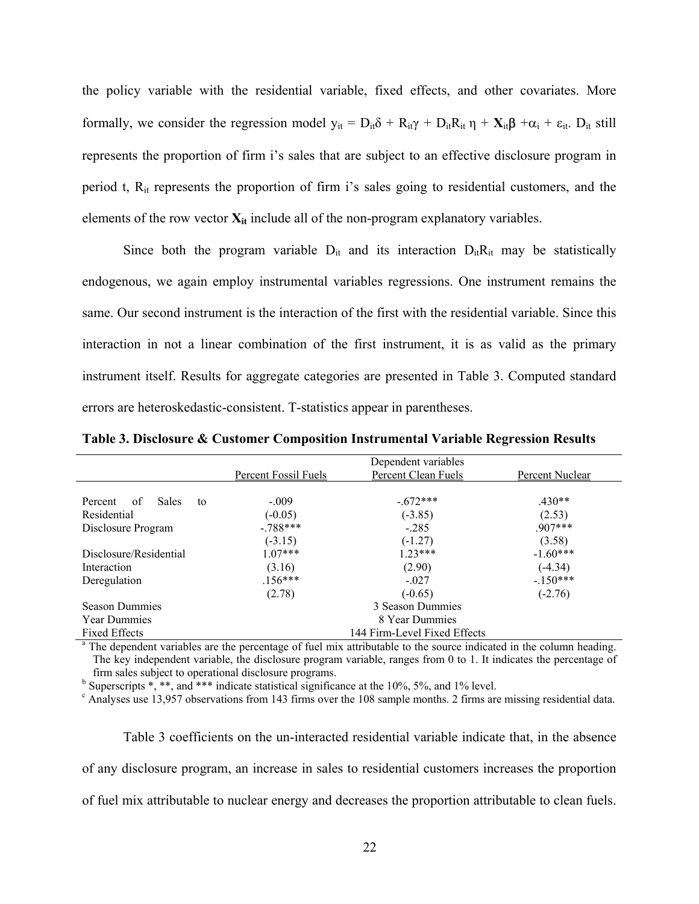the policy variable with the residential variable, fixed effects, and other covariates. More formally, we consider the regression model $y_{it} = D_{it}\delta + R_{it}\gamma + D_{it}R_{it}\,\eta + \mathbf{X}_{it}\boldsymbol{\beta} + \alpha_i + \varepsilon_{it}$. $D_{it}$ still represents the proportion of firm i's sales that are subject to an effective disclosure program in period t, $R_{it}$ represents the proportion of firm i's sales going to residential customers, and the elements of the row vector $\mathbf{X}_{it}$ include all of the non-program explanatory variables.

Since both the program variable $D_{it}$ and its interaction $D_{it}R_{it}$ may be statistically endogenous, we again employ instrumental variables regressions. One instrument remains the same. Our second instrument is the interaction of the first with the residential variable. Since this interaction in not a linear combination of the first instrument, it is as valid as the primary instrument itself. Results for aggregate categories are presented in Table 3. Computed standard errors are heteroskedastic-consistent. T-statistics appear in parentheses.

**Table 3. Disclosure & Customer Composition Instrumental Variable Regression Results**

| | Dependent variables | | |
|---|---|---|---|
| | Percent Fossil Fuels | Percent Clean Fuels | Percent Nuclear |
| Percent of Sales to Residential | -.009 | -.672*** | .430** |
| | (-0.05) | (-3.85) | (2.53) |
| Disclosure Program | -.788*** | -.285 | .907*** |
| | (-3.15) | (-1.27) | (3.58) |
| Disclosure/Residential Interaction | 1.07*** | 1.23*** | -1.60*** |
| | (3.16) | (2.90) | (-4.34) |
| Deregulation | .156*** | -.027 | -.150*** |
| | (2.78) | (-0.65) | (-2.76) |
| Season Dummies | 3 Season Dummies | | |
| Year Dummies | 8 Year Dummies | | |
| Fixed Effects | 144 Firm-Level Fixed Effects | | |

[a] The dependent variables are the percentage of fuel mix attributable to the source indicated in the column heading. The key independent variable, the disclosure program variable, ranges from 0 to 1. It indicates the percentage of firm sales subject to operational disclosure programs.

[b] Superscripts *, **, and *** indicate statistical significance at the 10%, 5%, and 1% level.

[c] Analyses use 13,957 observations from 143 firms over the 108 sample months. 2 firms are missing residential data.

Table 3 coefficients on the un-interacted residential variable indicate that, in the absence of any disclosure program, an increase in sales to residential customers increases the proportion of fuel mix attributable to nuclear energy and decreases the proportion attributable to clean fuels.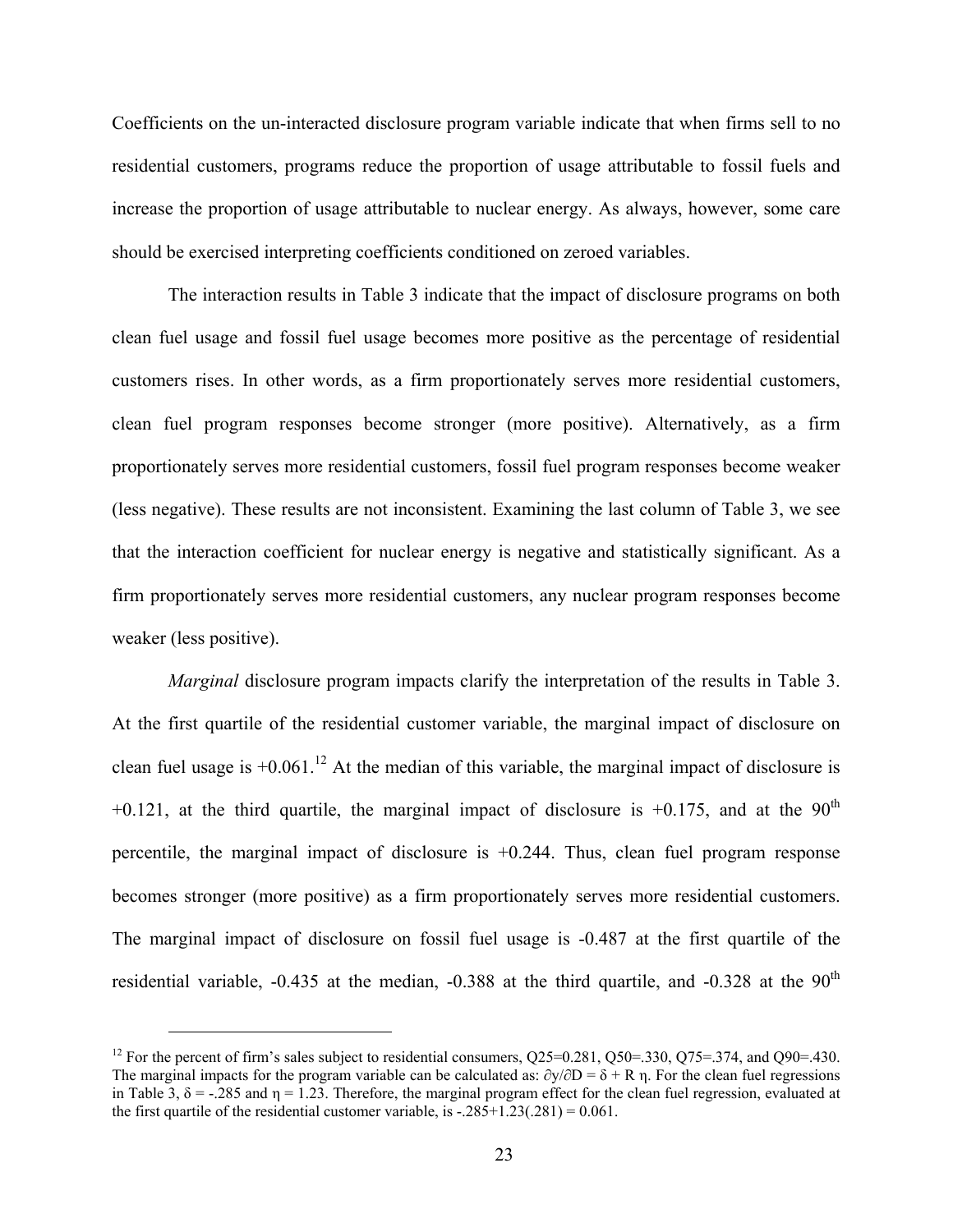Coefficients on the un-interacted disclosure program variable indicate that when firms sell to no residential customers, programs reduce the proportion of usage attributable to fossil fuels and increase the proportion of usage attributable to nuclear energy. As always, however, some care should be exercised interpreting coefficients conditioned on zeroed variables.

The interaction results in Table 3 indicate that the impact of disclosure programs on both clean fuel usage and fossil fuel usage becomes more positive as the percentage of residential customers rises. In other words, as a firm proportionately serves more residential customers, clean fuel program responses become stronger (more positive). Alternatively, as a firm proportionately serves more residential customers, fossil fuel program responses become weaker (less negative). These results are not inconsistent. Examining the last column of Table 3, we see that the interaction coefficient for nuclear energy is negative and statistically significant. As a firm proportionately serves more residential customers, any nuclear program responses become weaker (less positive).

*Marginal* disclosure program impacts clarify the interpretation of the results in Table 3. At the first quartile of the residential customer variable, the marginal impact of disclosure on clean fuel usage is +0.061.[12] At the median of this variable, the marginal impact of disclosure is +0.121, at the third quartile, the marginal impact of disclosure is +0.175, and at the 90th percentile, the marginal impact of disclosure is +0.244. Thus, clean fuel program response becomes stronger (more positive) as a firm proportionately serves more residential customers. The marginal impact of disclosure on fossil fuel usage is -0.487 at the first quartile of the residential variable, -0.435 at the median, -0.388 at the third quartile, and -0.328 at the 90th

---

[12] For the percent of firm's sales subject to residential consumers, Q25=0.281, Q50=.330, Q75=.374, and Q90=.430. The marginal impacts for the program variable can be calculated as: $\partial y/\partial D = \delta + R\,\eta$. For the clean fuel regressions in Table 3, $\delta = -.285$ and $\eta = 1.23$. Therefore, the marginal program effect for the clean fuel regression, evaluated at the first quartile of the residential customer variable, is $-.285+1.23(.281) = 0.061$.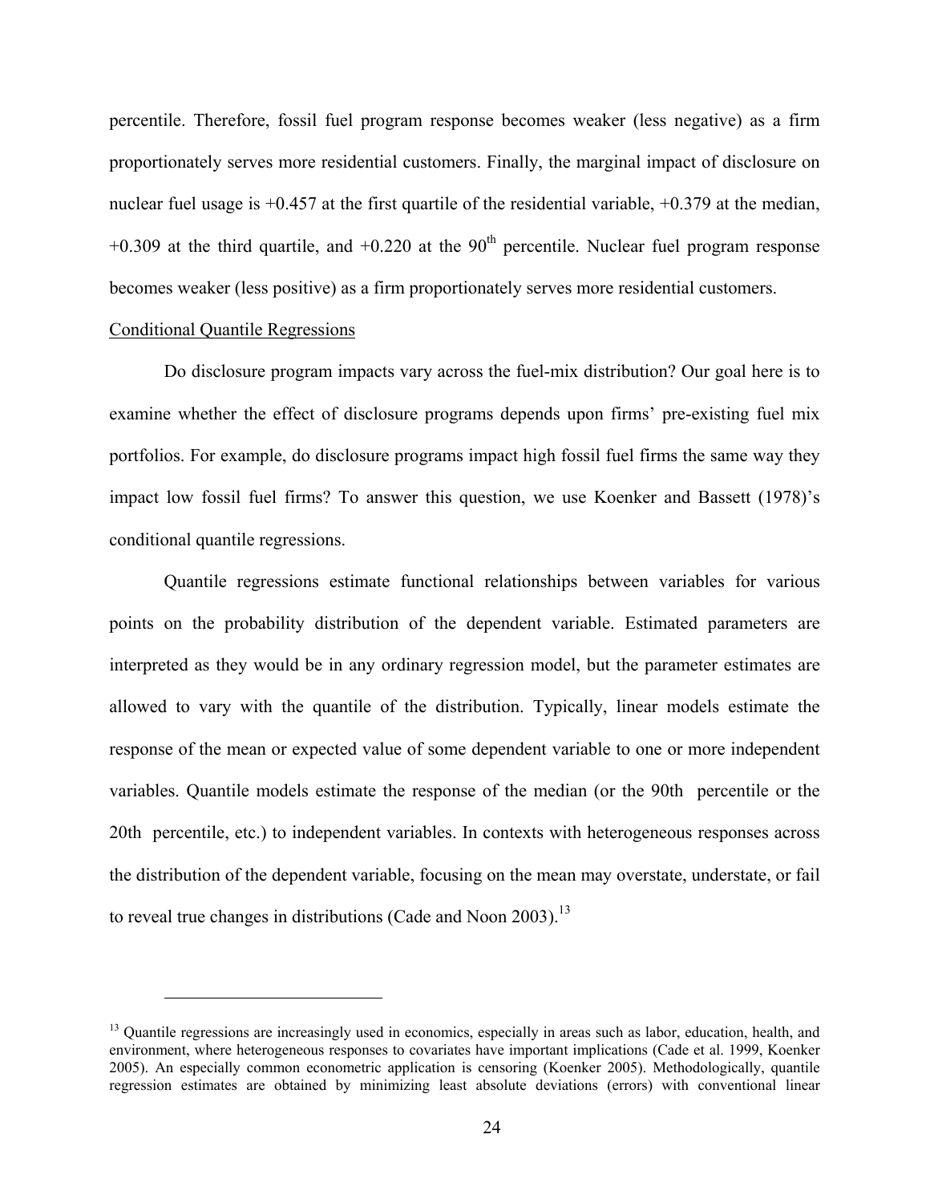percentile. Therefore, fossil fuel program response becomes weaker (less negative) as a firm proportionately serves more residential customers. Finally, the marginal impact of disclosure on nuclear fuel usage is +0.457 at the first quartile of the residential variable, +0.379 at the median, +0.309 at the third quartile, and +0.220 at the 90th percentile. Nuclear fuel program response becomes weaker (less positive) as a firm proportionately serves more residential customers.

Conditional Quantile Regressions

Do disclosure program impacts vary across the fuel-mix distribution? Our goal here is to examine whether the effect of disclosure programs depends upon firms' pre-existing fuel mix portfolios. For example, do disclosure programs impact high fossil fuel firms the same way they impact low fossil fuel firms? To answer this question, we use Koenker and Bassett (1978)'s conditional quantile regressions.

Quantile regressions estimate functional relationships between variables for various points on the probability distribution of the dependent variable. Estimated parameters are interpreted as they would be in any ordinary regression model, but the parameter estimates are allowed to vary with the quantile of the distribution. Typically, linear models estimate the response of the mean or expected value of some dependent variable to one or more independent variables. Quantile models estimate the response of the median (or the 90th percentile or the 20th percentile, etc.) to independent variables. In contexts with heterogeneous responses across the distribution of the dependent variable, focusing on the mean may overstate, understate, or fail to reveal true changes in distributions (Cade and Noon 2003).[13]

---

[13] Quantile regressions are increasingly used in economics, especially in areas such as labor, education, health, and environment, where heterogeneous responses to covariates have important implications (Cade et al. 1999, Koenker 2005). An especially common econometric application is censoring (Koenker 2005). Methodologically, quantile regression estimates are obtained by minimizing least absolute deviations (errors) with conventional linear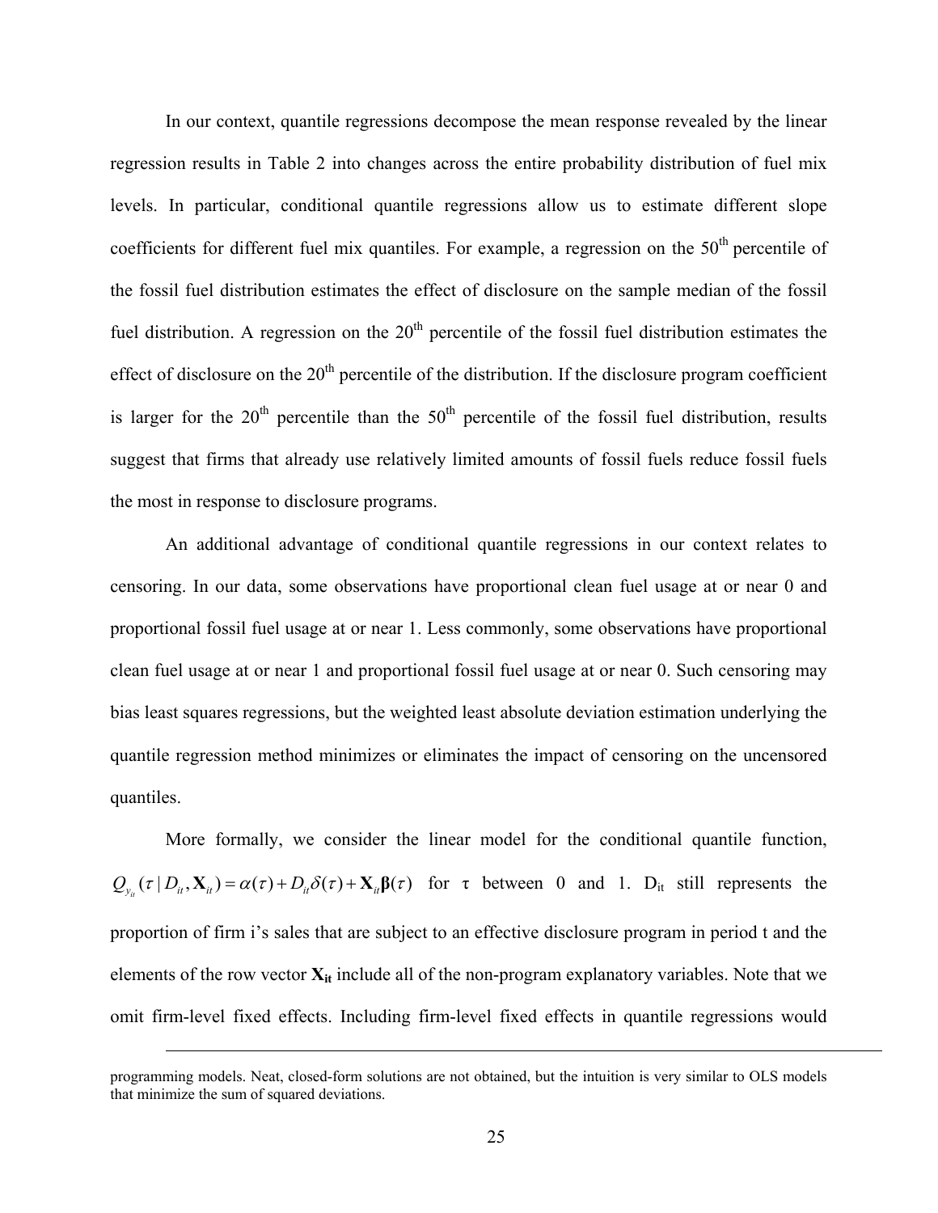In our context, quantile regressions decompose the mean response revealed by the linear regression results in Table 2 into changes across the entire probability distribution of fuel mix levels. In particular, conditional quantile regressions allow us to estimate different slope coefficients for different fuel mix quantiles. For example, a regression on the 50th percentile of the fossil fuel distribution estimates the effect of disclosure on the sample median of the fossil fuel distribution. A regression on the 20th percentile of the fossil fuel distribution estimates the effect of disclosure on the 20th percentile of the distribution. If the disclosure program coefficient is larger for the 20th percentile than the 50th percentile of the fossil fuel distribution, results suggest that firms that already use relatively limited amounts of fossil fuels reduce fossil fuels the most in response to disclosure programs.

An additional advantage of conditional quantile regressions in our context relates to censoring. In our data, some observations have proportional clean fuel usage at or near 0 and proportional fossil fuel usage at or near 1. Less commonly, some observations have proportional clean fuel usage at or near 1 and proportional fossil fuel usage at or near 0. Such censoring may bias least squares regressions, but the weighted least absolute deviation estimation underlying the quantile regression method minimizes or eliminates the impact of censoring on the uncensored quantiles.

More formally, we consider the linear model for the conditional quantile function, $Q_{y_{it}}(\tau \mid D_{it}, \mathbf{X}_{it}) = \alpha(\tau) + D_{it}\delta(\tau) + \mathbf{X}_{it}\boldsymbol{\beta}(\tau)$ for τ between 0 and 1. $D_{it}$ still represents the proportion of firm i's sales that are subject to an effective disclosure program in period t and the elements of the row vector $\mathbf{X}_{it}$ include all of the non-program explanatory variables. Note that we omit firm-level fixed effects. Including firm-level fixed effects in quantile regressions would

---

programming models. Neat, closed-form solutions are not obtained, but the intuition is very similar to OLS models that minimize the sum of squared deviations.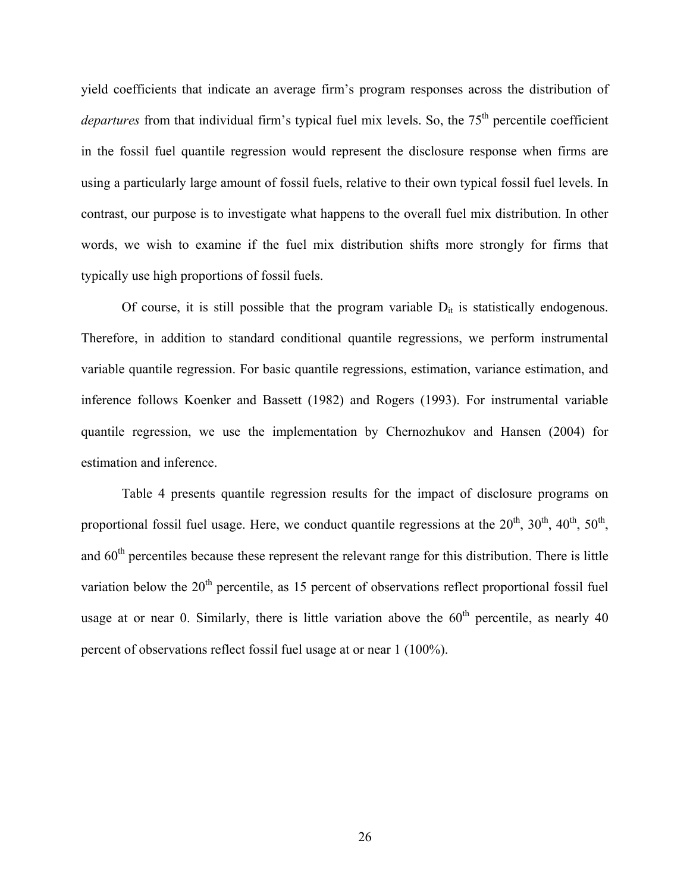yield coefficients that indicate an average firm's program responses across the distribution of *departures* from that individual firm's typical fuel mix levels. So, the 75th percentile coefficient in the fossil fuel quantile regression would represent the disclosure response when firms are using a particularly large amount of fossil fuels, relative to their own typical fossil fuel levels. In contrast, our purpose is to investigate what happens to the overall fuel mix distribution. In other words, we wish to examine if the fuel mix distribution shifts more strongly for firms that typically use high proportions of fossil fuels.

Of course, it is still possible that the program variable $D_{it}$ is statistically endogenous. Therefore, in addition to standard conditional quantile regressions, we perform instrumental variable quantile regression. For basic quantile regressions, estimation, variance estimation, and inference follows Koenker and Bassett (1982) and Rogers (1993). For instrumental variable quantile regression, we use the implementation by Chernozhukov and Hansen (2004) for estimation and inference.

Table 4 presents quantile regression results for the impact of disclosure programs on proportional fossil fuel usage. Here, we conduct quantile regressions at the 20th, 30th, 40th, 50th, and 60th percentiles because these represent the relevant range for this distribution. There is little variation below the 20th percentile, as 15 percent of observations reflect proportional fossil fuel usage at or near 0. Similarly, there is little variation above the 60th percentile, as nearly 40 percent of observations reflect fossil fuel usage at or near 1 (100%).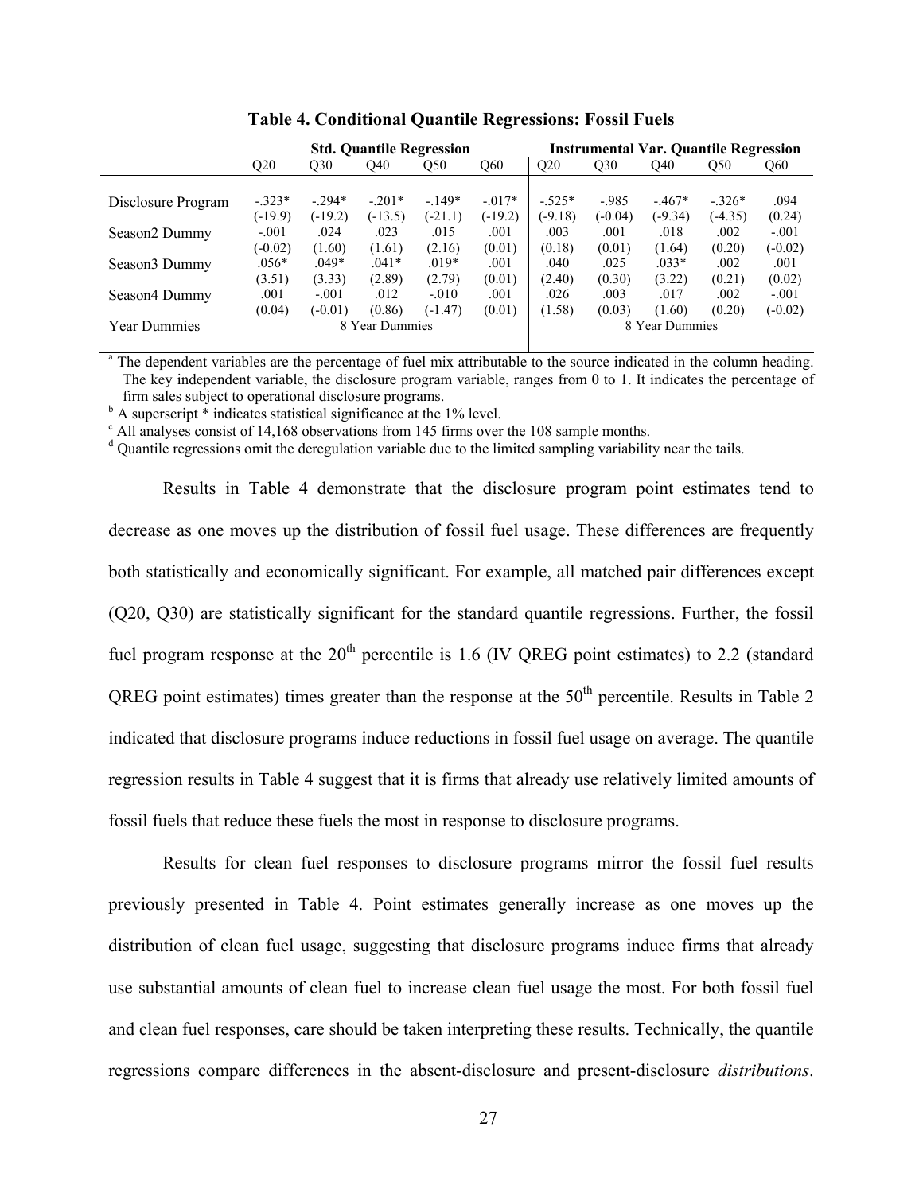**Table 4. Conditional Quantile Regressions: Fossil Fuels**

| | Std. Quantile Regression | | | | | Instrumental Var. Quantile Regression | | | | |
|---|---|---|---|---|---|---|---|---|---|---|
| | Q20 | Q30 | Q40 | Q50 | Q60 | Q20 | Q30 | Q40 | Q50 | Q60 |
| Disclosure Program | -.323* | -.294* | -.201* | -.149* | -.017* | -.525* | -.985 | -.467* | -.326* | .094 |
| | (-19.9) | (-19.2) | (-13.5) | (-21.1) | (-19.2) | (-9.18) | (-0.04) | (-9.34) | (-4.35) | (0.24) |
| Season2 Dummy | -.001 | .024 | .023 | .015 | .001 | .003 | .001 | .018 | .002 | -.001 |
| | (-0.02) | (1.60) | (1.61) | (2.16) | (0.01) | (0.18) | (0.01) | (1.64) | (0.20) | (-0.02) |
| Season3 Dummy | .056* | .049* | .041* | .019* | .001 | .040 | .025 | .033* | .002 | .001 |
| | (3.51) | (3.33) | (2.89) | (2.79) | (0.01) | (2.40) | (0.30) | (3.22) | (0.21) | (0.02) |
| Season4 Dummy | .001 | -.001 | .012 | -.010 | .001 | .026 | .003 | .017 | .002 | -.001 |
| | (0.04) | (-0.01) | (0.86) | (-1.47) | (0.01) | (1.58) | (0.03) | (1.60) | (0.20) | (-0.02) |
| Year Dummies | 8 Year Dummies | | | | | 8 Year Dummies | | | | |

[a] The dependent variables are the percentage of fuel mix attributable to the source indicated in the column heading. The key independent variable, the disclosure program variable, ranges from 0 to 1. It indicates the percentage of firm sales subject to operational disclosure programs.
[b] A superscript * indicates statistical significance at the 1% level.
[c] All analyses consist of 14,168 observations from 145 firms over the 108 sample months.
[d] Quantile regressions omit the deregulation variable due to the limited sampling variability near the tails.

Results in Table 4 demonstrate that the disclosure program point estimates tend to decrease as one moves up the distribution of fossil fuel usage. These differences are frequently both statistically and economically significant. For example, all matched pair differences except (Q20, Q30) are statistically significant for the standard quantile regressions. Further, the fossil fuel program response at the 20[th] percentile is 1.6 (IV QREG point estimates) to 2.2 (standard QREG point estimates) times greater than the response at the 50[th] percentile. Results in Table 2 indicated that disclosure programs induce reductions in fossil fuel usage on average. The quantile regression results in Table 4 suggest that it is firms that already use relatively limited amounts of fossil fuels that reduce these fuels the most in response to disclosure programs.

Results for clean fuel responses to disclosure programs mirror the fossil fuel results previously presented in Table 4. Point estimates generally increase as one moves up the distribution of clean fuel usage, suggesting that disclosure programs induce firms that already use substantial amounts of clean fuel to increase clean fuel usage the most. For both fossil fuel and clean fuel responses, care should be taken interpreting these results. Technically, the quantile regressions compare differences in the absent-disclosure and present-disclosure *distributions*.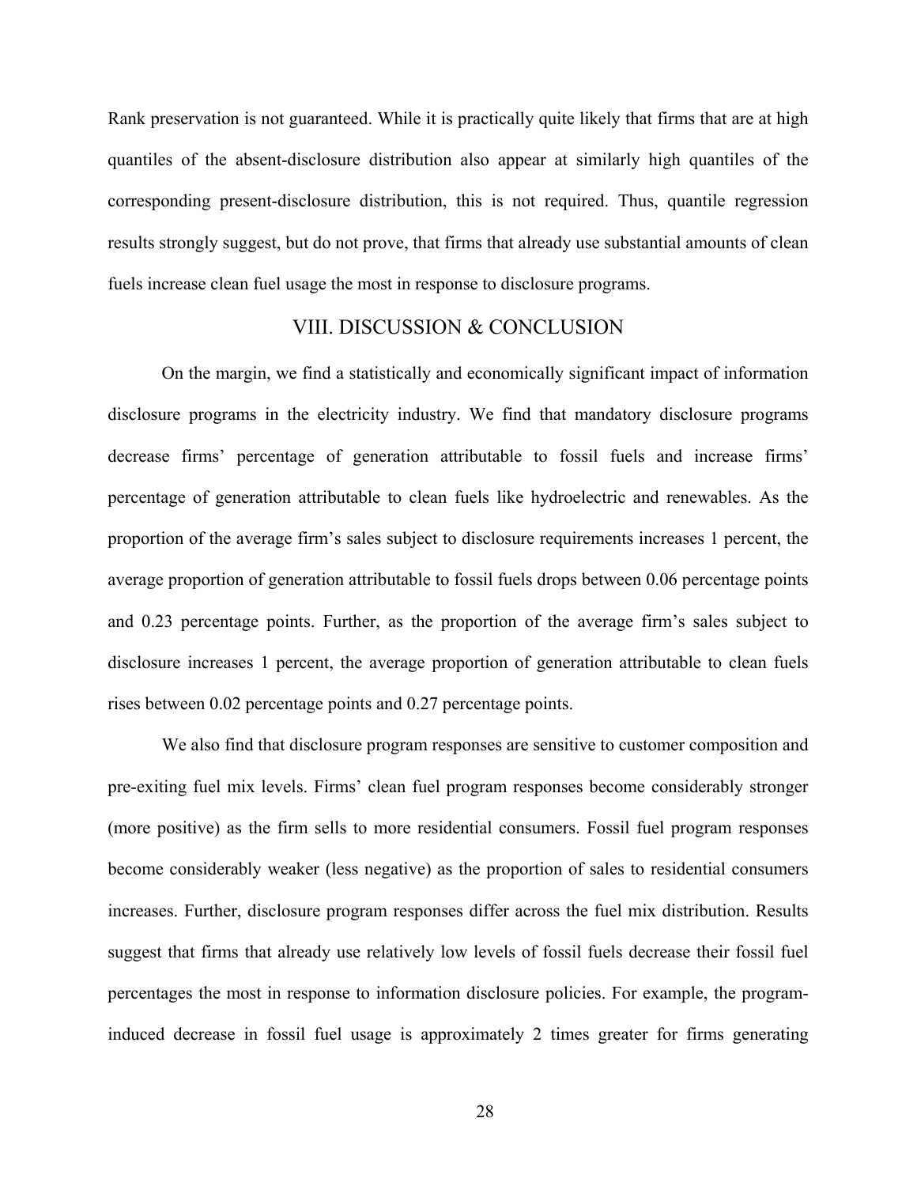Rank preservation is not guaranteed. While it is practically quite likely that firms that are at high quantiles of the absent-disclosure distribution also appear at similarly high quantiles of the corresponding present-disclosure distribution, this is not required. Thus, quantile regression results strongly suggest, but do not prove, that firms that already use substantial amounts of clean fuels increase clean fuel usage the most in response to disclosure programs.

## VIII. DISCUSSION & CONCLUSION

On the margin, we find a statistically and economically significant impact of information disclosure programs in the electricity industry. We find that mandatory disclosure programs decrease firms' percentage of generation attributable to fossil fuels and increase firms' percentage of generation attributable to clean fuels like hydroelectric and renewables. As the proportion of the average firm's sales subject to disclosure requirements increases 1 percent, the average proportion of generation attributable to fossil fuels drops between 0.06 percentage points and 0.23 percentage points. Further, as the proportion of the average firm's sales subject to disclosure increases 1 percent, the average proportion of generation attributable to clean fuels rises between 0.02 percentage points and 0.27 percentage points.

We also find that disclosure program responses are sensitive to customer composition and pre-exiting fuel mix levels. Firms' clean fuel program responses become considerably stronger (more positive) as the firm sells to more residential consumers. Fossil fuel program responses become considerably weaker (less negative) as the proportion of sales to residential consumers increases. Further, disclosure program responses differ across the fuel mix distribution. Results suggest that firms that already use relatively low levels of fossil fuels decrease their fossil fuel percentages the most in response to information disclosure policies. For example, the program-induced decrease in fossil fuel usage is approximately 2 times greater for firms generating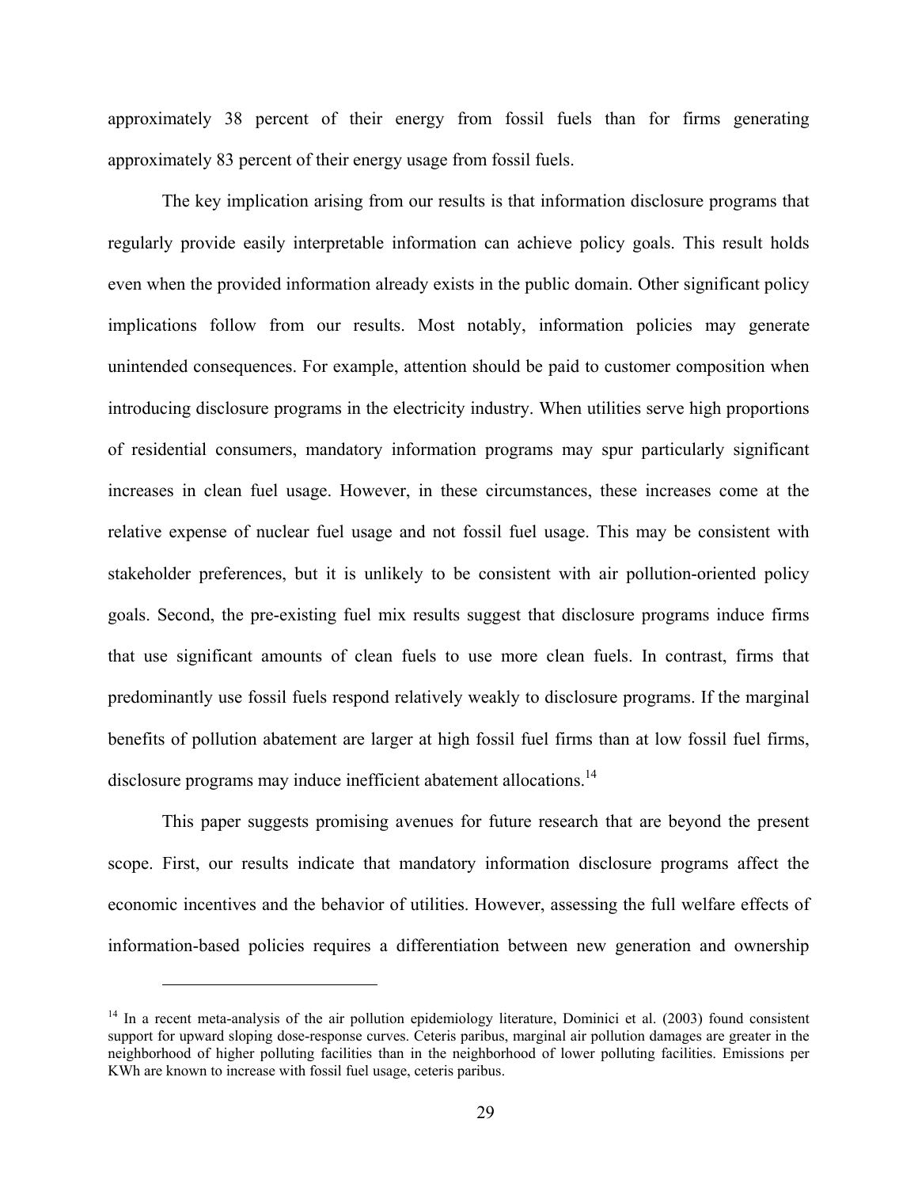approximately 38 percent of their energy from fossil fuels than for firms generating approximately 83 percent of their energy usage from fossil fuels.

The key implication arising from our results is that information disclosure programs that regularly provide easily interpretable information can achieve policy goals. This result holds even when the provided information already exists in the public domain. Other significant policy implications follow from our results. Most notably, information policies may generate unintended consequences. For example, attention should be paid to customer composition when introducing disclosure programs in the electricity industry. When utilities serve high proportions of residential consumers, mandatory information programs may spur particularly significant increases in clean fuel usage. However, in these circumstances, these increases come at the relative expense of nuclear fuel usage and not fossil fuel usage. This may be consistent with stakeholder preferences, but it is unlikely to be consistent with air pollution-oriented policy goals. Second, the pre-existing fuel mix results suggest that disclosure programs induce firms that use significant amounts of clean fuels to use more clean fuels. In contrast, firms that predominantly use fossil fuels respond relatively weakly to disclosure programs. If the marginal benefits of pollution abatement are larger at high fossil fuel firms than at low fossil fuel firms, disclosure programs may induce inefficient abatement allocations.[14]

This paper suggests promising avenues for future research that are beyond the present scope. First, our results indicate that mandatory information disclosure programs affect the economic incentives and the behavior of utilities. However, assessing the full welfare effects of information-based policies requires a differentiation between new generation and ownership

---

[14] In a recent meta-analysis of the air pollution epidemiology literature, Dominici et al. (2003) found consistent support for upward sloping dose-response curves. Ceteris paribus, marginal air pollution damages are greater in the neighborhood of higher polluting facilities than in the neighborhood of lower polluting facilities. Emissions per KWh are known to increase with fossil fuel usage, ceteris paribus.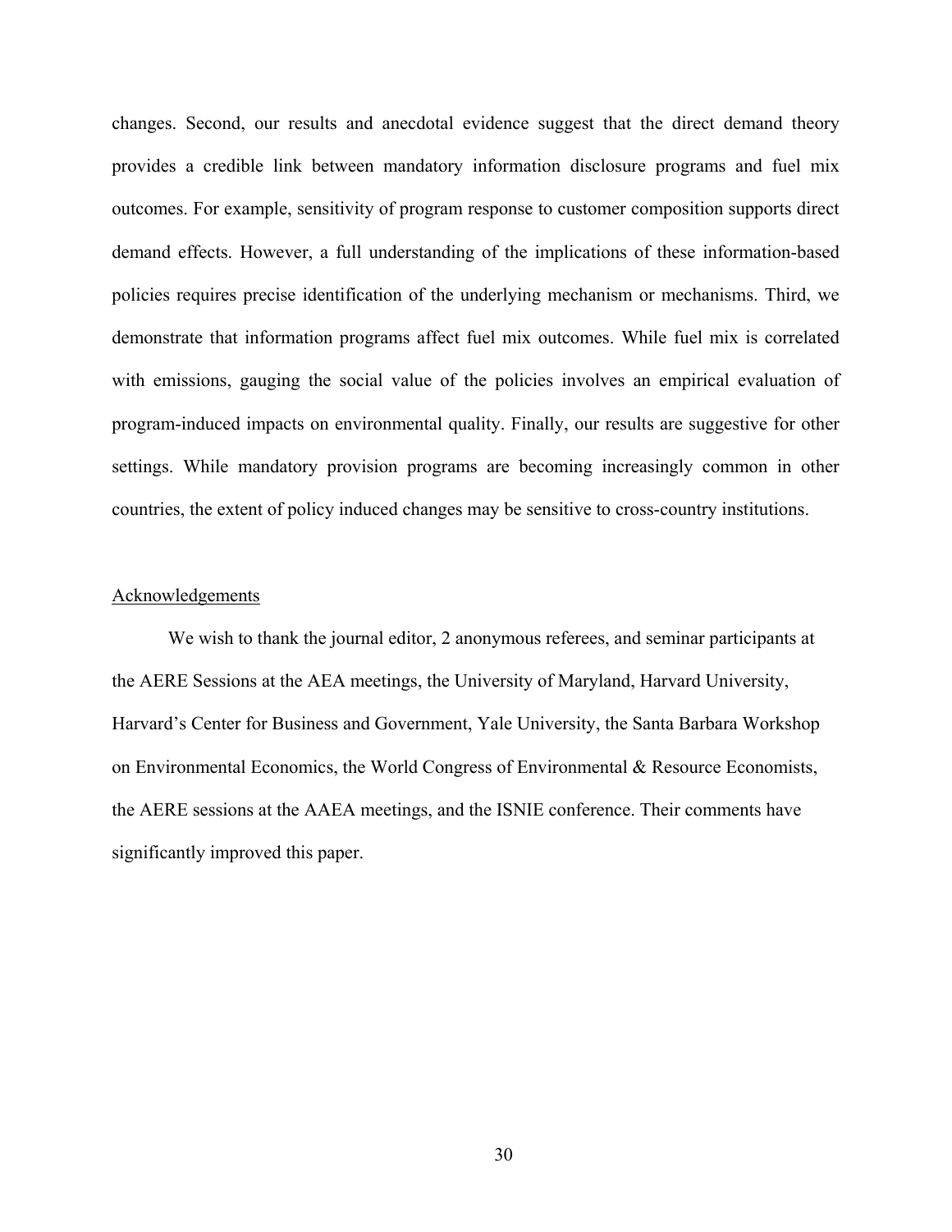changes. Second, our results and anecdotal evidence suggest that the direct demand theory provides a credible link between mandatory information disclosure programs and fuel mix outcomes. For example, sensitivity of program response to customer composition supports direct demand effects. However, a full understanding of the implications of these information-based policies requires precise identification of the underlying mechanism or mechanisms. Third, we demonstrate that information programs affect fuel mix outcomes. While fuel mix is correlated with emissions, gauging the social value of the policies involves an empirical evaluation of program-induced impacts on environmental quality. Finally, our results are suggestive for other settings. While mandatory provision programs are becoming increasingly common in other countries, the extent of policy induced changes may be sensitive to cross-country institutions.

## Acknowledgements

We wish to thank the journal editor, 2 anonymous referees, and seminar participants at the AERE Sessions at the AEA meetings, the University of Maryland, Harvard University, Harvard's Center for Business and Government, Yale University, the Santa Barbara Workshop on Environmental Economics, the World Congress of Environmental & Resource Economists, the AERE sessions at the AAEA meetings, and the ISNIE conference. Their comments have significantly improved this paper.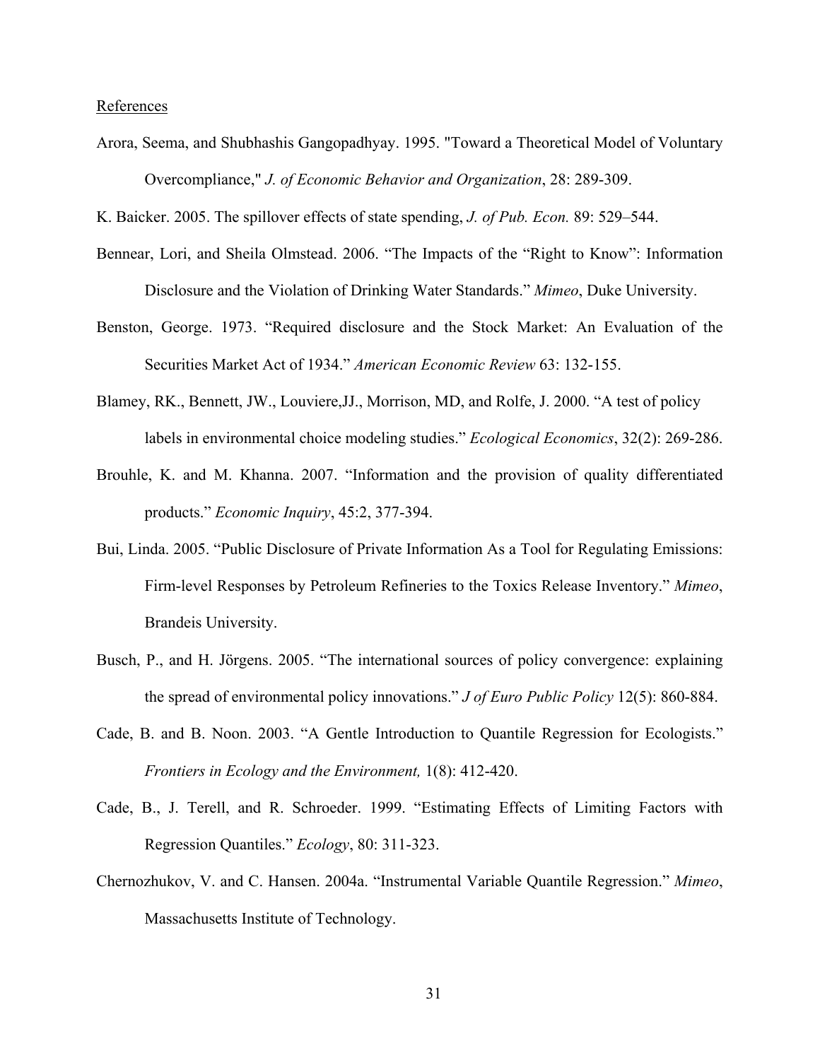References

Arora, Seema, and Shubhashis Gangopadhyay. 1995. "Toward a Theoretical Model of Voluntary Overcompliance," *J. of Economic Behavior and Organization*, 28: 289-309.

K. Baicker. 2005. The spillover effects of state spending, *J. of Pub. Econ.* 89: 529–544.

Bennear, Lori, and Sheila Olmstead. 2006. "The Impacts of the "Right to Know": Information Disclosure and the Violation of Drinking Water Standards." *Mimeo*, Duke University.

Benston, George. 1973. "Required disclosure and the Stock Market: An Evaluation of the Securities Market Act of 1934." *American Economic Review* 63: 132-155.

Blamey, RK., Bennett, JW., Louviere,JJ., Morrison, MD, and Rolfe, J. 2000. "A test of policy labels in environmental choice modeling studies." *Ecological Economics*, 32(2): 269-286.

Brouhle, K. and M. Khanna. 2007. "Information and the provision of quality differentiated products." *Economic Inquiry*, 45:2, 377-394.

Bui, Linda. 2005. "Public Disclosure of Private Information As a Tool for Regulating Emissions: Firm-level Responses by Petroleum Refineries to the Toxics Release Inventory." *Mimeo*, Brandeis University.

Busch, P., and H. Jörgens. 2005. "The international sources of policy convergence: explaining the spread of environmental policy innovations." *J of Euro Public Policy* 12(5): 860-884.

Cade, B. and B. Noon. 2003. "A Gentle Introduction to Quantile Regression for Ecologists." *Frontiers in Ecology and the Environment,* 1(8): 412-420.

Cade, B., J. Terell, and R. Schroeder. 1999. "Estimating Effects of Limiting Factors with Regression Quantiles." *Ecology*, 80: 311-323.

Chernozhukov, V. and C. Hansen. 2004a. "Instrumental Variable Quantile Regression." *Mimeo*, Massachusetts Institute of Technology.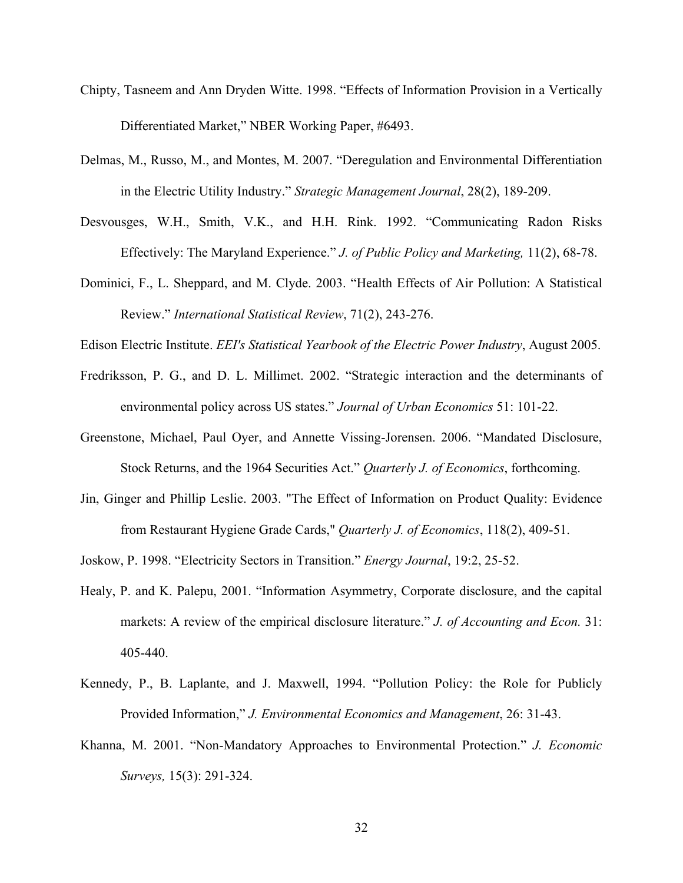Chipty, Tasneem and Ann Dryden Witte. 1998. "Effects of Information Provision in a Vertically Differentiated Market," NBER Working Paper, #6493.

Delmas, M., Russo, M., and Montes, M. 2007. "Deregulation and Environmental Differentiation in the Electric Utility Industry." *Strategic Management Journal*, 28(2), 189-209.

Desvousges, W.H., Smith, V.K., and H.H. Rink. 1992. "Communicating Radon Risks Effectively: The Maryland Experience." *J. of Public Policy and Marketing,* 11(2), 68-78.

Dominici, F., L. Sheppard, and M. Clyde. 2003. "Health Effects of Air Pollution: A Statistical Review." *International Statistical Review*, 71(2), 243-276.

Edison Electric Institute. *EEI's Statistical Yearbook of the Electric Power Industry*, August 2005.

Fredriksson, P. G., and D. L. Millimet. 2002. "Strategic interaction and the determinants of environmental policy across US states." *Journal of Urban Economics* 51: 101-22.

Greenstone, Michael, Paul Oyer, and Annette Vissing-Jorensen. 2006. "Mandated Disclosure, Stock Returns, and the 1964 Securities Act." *Quarterly J. of Economics*, forthcoming.

Jin, Ginger and Phillip Leslie. 2003. "The Effect of Information on Product Quality: Evidence from Restaurant Hygiene Grade Cards," *Quarterly J. of Economics*, 118(2), 409-51.

Joskow, P. 1998. "Electricity Sectors in Transition." *Energy Journal*, 19:2, 25-52.

Healy, P. and K. Palepu, 2001. "Information Asymmetry, Corporate disclosure, and the capital markets: A review of the empirical disclosure literature." *J. of Accounting and Econ.* 31: 405-440.

Kennedy, P., B. Laplante, and J. Maxwell, 1994. "Pollution Policy: the Role for Publicly Provided Information," *J. Environmental Economics and Management*, 26: 31-43.

Khanna, M. 2001. "Non-Mandatory Approaches to Environmental Protection." *J. Economic Surveys,* 15(3): 291-324.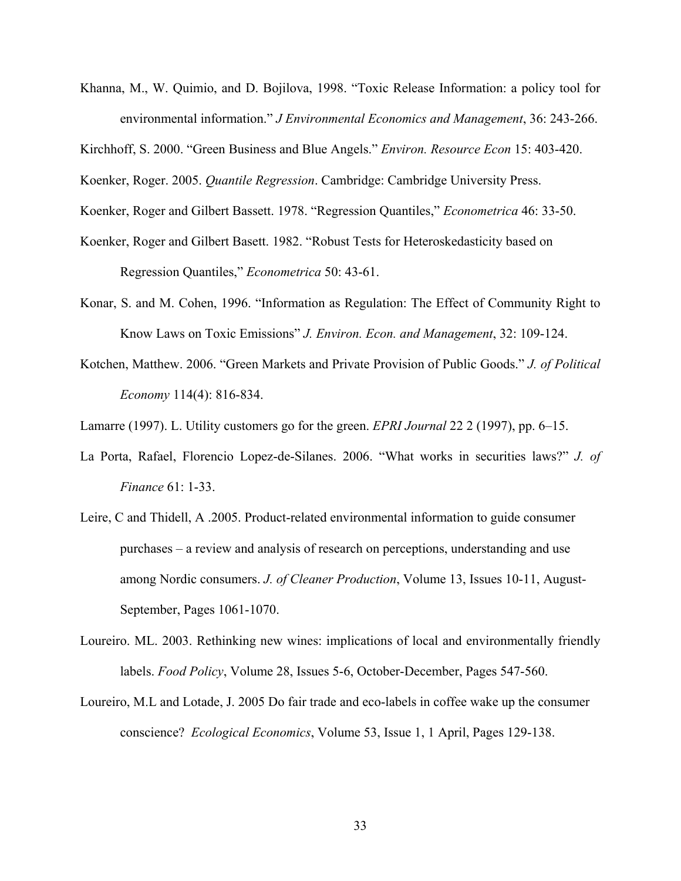Khanna, M., W. Quimio, and D. Bojilova, 1998. "Toxic Release Information: a policy tool for environmental information." *J Environmental Economics and Management*, 36: 243-266.

Kirchhoff, S. 2000. "Green Business and Blue Angels." *Environ. Resource Econ* 15: 403-420.

Koenker, Roger. 2005. *Quantile Regression*. Cambridge: Cambridge University Press.

Koenker, Roger and Gilbert Bassett. 1978. "Regression Quantiles," *Econometrica* 46: 33-50.

Koenker, Roger and Gilbert Basett. 1982. "Robust Tests for Heteroskedasticity based on Regression Quantiles," *Econometrica* 50: 43-61.

Konar, S. and M. Cohen, 1996. "Information as Regulation: The Effect of Community Right to Know Laws on Toxic Emissions" *J. Environ. Econ. and Management*, 32: 109-124.

Kotchen, Matthew. 2006. "Green Markets and Private Provision of Public Goods." *J. of Political Economy* 114(4): 816-834.

Lamarre (1997). L. Utility customers go for the green. *EPRI Journal* 22 2 (1997), pp. 6–15.

La Porta, Rafael, Florencio Lopez-de-Silanes. 2006. "What works in securities laws?" *J. of Finance* 61: 1-33.

Leire, C and Thidell, A .2005. Product-related environmental information to guide consumer purchases – a review and analysis of research on perceptions, understanding and use among Nordic consumers. *J. of Cleaner Production*, Volume 13, Issues 10-11, August-September, Pages 1061-1070.

Loureiro. ML. 2003. Rethinking new wines: implications of local and environmentally friendly labels. *Food Policy*, Volume 28, Issues 5-6, October-December, Pages 547-560.

Loureiro, M.L and Lotade, J. 2005 Do fair trade and eco-labels in coffee wake up the consumer conscience? *Ecological Economics*, Volume 53, Issue 1, 1 April, Pages 129-138.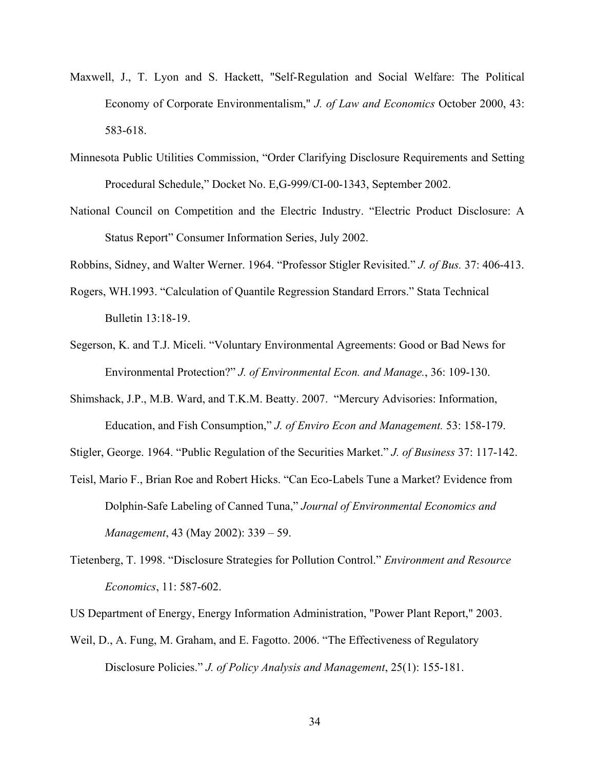Maxwell, J., T. Lyon and S. Hackett, "Self-Regulation and Social Welfare: The Political Economy of Corporate Environmentalism," *J. of Law and Economics* October 2000, 43: 583-618.

Minnesota Public Utilities Commission, "Order Clarifying Disclosure Requirements and Setting Procedural Schedule," Docket No. E,G-999/CI-00-1343, September 2002.

National Council on Competition and the Electric Industry. "Electric Product Disclosure: A Status Report" Consumer Information Series, July 2002.

Robbins, Sidney, and Walter Werner. 1964. "Professor Stigler Revisited." *J. of Bus.* 37: 406-413.

Rogers, WH.1993. "Calculation of Quantile Regression Standard Errors." Stata Technical Bulletin 13:18-19.

Segerson, K. and T.J. Miceli. "Voluntary Environmental Agreements: Good or Bad News for Environmental Protection?" *J. of Environmental Econ. and Manage.*, 36: 109-130.

Shimshack, J.P., M.B. Ward, and T.K.M. Beatty. 2007. "Mercury Advisories: Information, Education, and Fish Consumption," *J. of Enviro Econ and Management.* 53: 158-179.

Stigler, George. 1964. "Public Regulation of the Securities Market." *J. of Business* 37: 117-142.

Teisl, Mario F., Brian Roe and Robert Hicks. "Can Eco-Labels Tune a Market? Evidence from Dolphin-Safe Labeling of Canned Tuna," *Journal of Environmental Economics and Management*, 43 (May 2002): 339 – 59.

Tietenberg, T. 1998. "Disclosure Strategies for Pollution Control." *Environment and Resource Economics*, 11: 587-602.

US Department of Energy, Energy Information Administration, "Power Plant Report," 2003.

Weil, D., A. Fung, M. Graham, and E. Fagotto. 2006. "The Effectiveness of Regulatory Disclosure Policies." *J. of Policy Analysis and Management*, 25(1): 155-181.